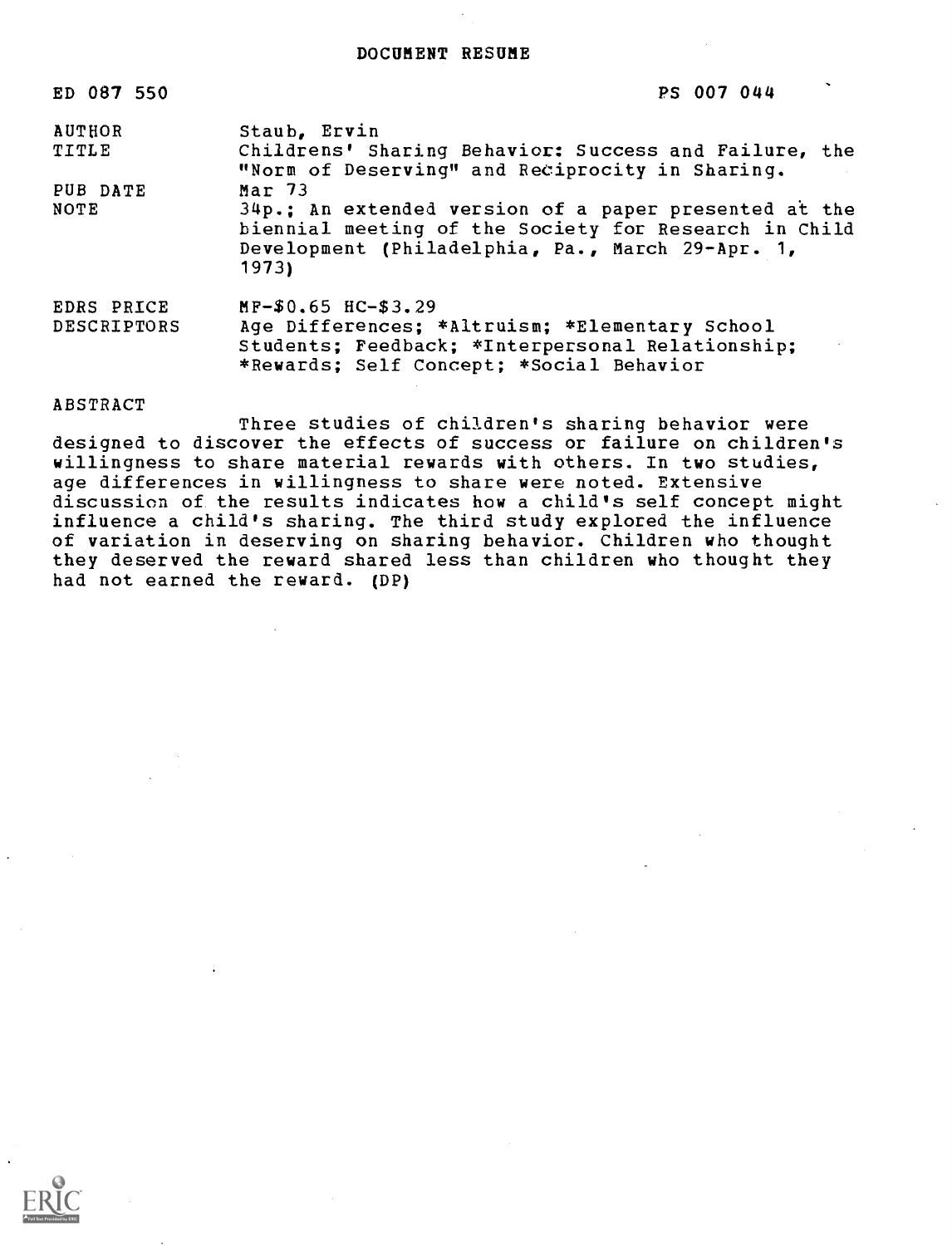# DOCUMENT RESUME

| | |
|---|---|
| ED 087 550 | PS 007 044 |
| AUTHOR | Staub, Ervin |
| TITLE | Childrens' Sharing Behavior: Success and Failure, the "Norm of Deserving" and Reciprocity in Sharing. |
| PUB DATE | Mar 73 |
| NOTE | 34p.; An extended version of a paper presented at the biennial meeting of the Society for Research in Child Development (Philadelphia, Pa., March 29-Apr. 1, 1973) |
| EDRS PRICE | MF-$0.65 HC-$3.29 |
| DESCRIPTORS | Age Differences; *Altruism; *Elementary School Students; Feedback; *Interpersonal Relationship; *Rewards; Self Concept; *Social Behavior |

ABSTRACT

Three studies of children's sharing behavior were designed to discover the effects of success or failure on children's willingness to share material rewards with others. In two studies, age differences in willingness to share were noted. Extensive discussion of the results indicates how a child's self concept might influence a child's sharing. The third study explored the influence of variation in deserving on sharing behavior. Children who thought they deserved the reward shared less than children who thought they had not earned the reward. (DP)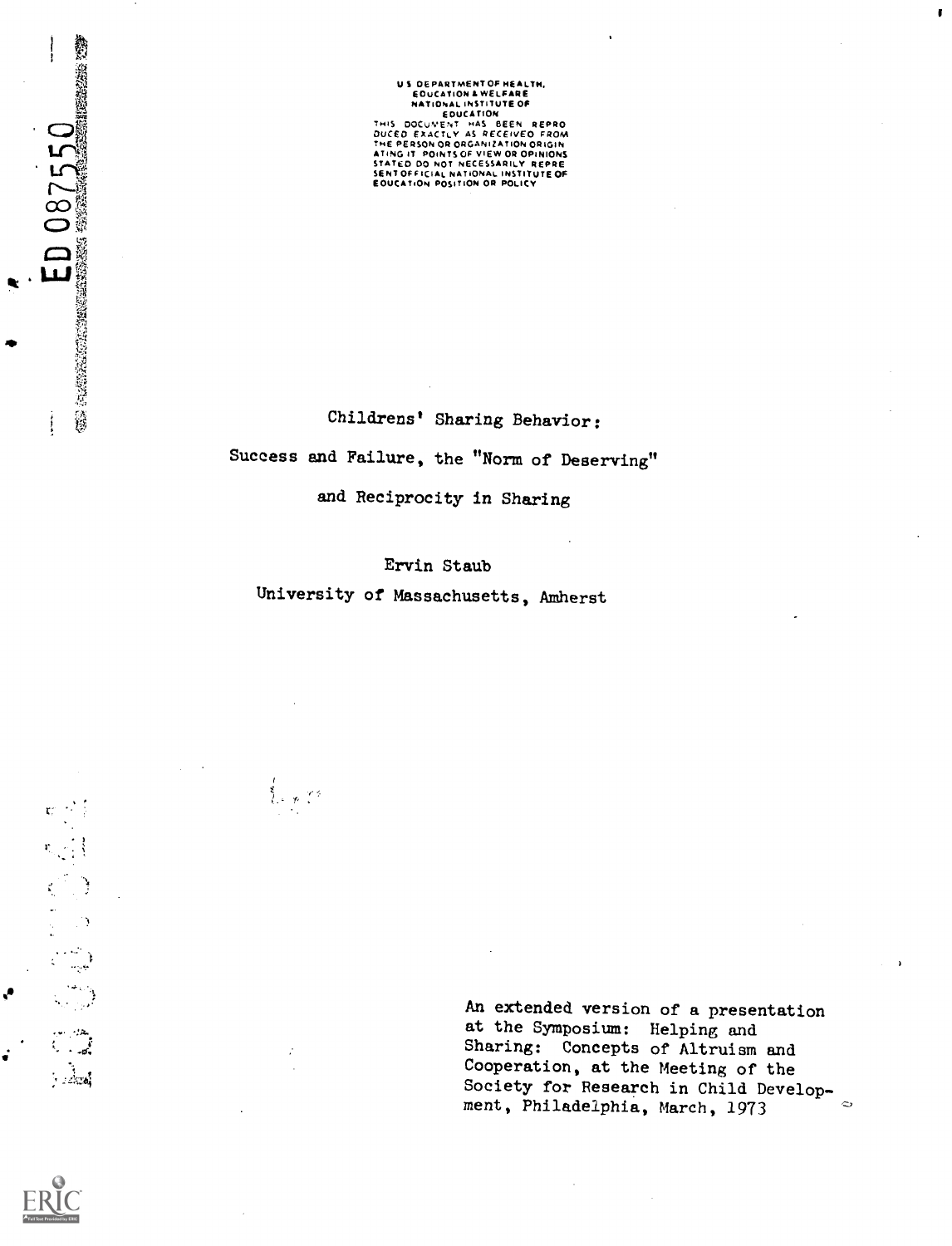U S DEPARTMENT OF HEALTH,
EDUCATION & WELFARE
NATIONAL INSTITUTE OF
EDUCATION

THIS DOCUMENT HAS BEEN REPRODUCED EXACTLY AS RECEIVED FROM THE PERSON OR ORGANIZATION ORIGINATING IT. POINTS OF VIEW OR OPINIONS STATED DO NOT NECESSARILY REPRESENT OFFICIAL NATIONAL INSTITUTE OF EDUCATION POSITION OR POLICY

ED 087550

# Childrens' Sharing Behavior:
# Success and Failure, the "Norm of Deserving" and Reciprocity in Sharing

Ervin Staub

University of Massachusetts, Amherst

An extended version of a presentation at the Symposium: Helping and Sharing: Concepts of Altruism and Cooperation, at the Meeting of the Society for Research in Child Development, Philadelphia, March, 1973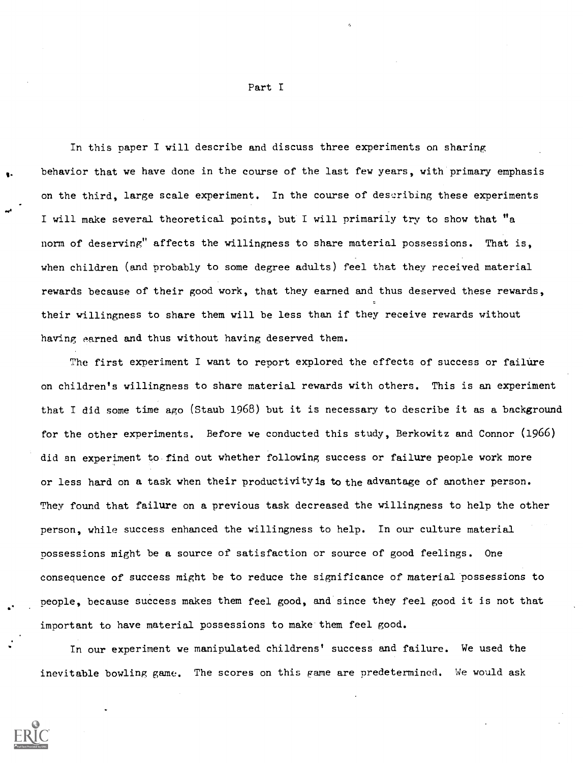# Part I

In this paper I will describe and discuss three experiments on sharing behavior that we have done in the course of the last few years, with primary emphasis on the third, large scale experiment. In the course of describing these experiments I will make several theoretical points, but I will primarily try to show that "a norm of deserving" affects the willingness to share material possessions. That is, when children (and probably to some degree adults) feel that they received material rewards because of their good work, that they earned and thus deserved these rewards, their willingness to share them will be less than if they receive rewards without having earned and thus without having deserved them.

The first experiment I want to report explored the effects of success or failure on children's willingness to share material rewards with others. This is an experiment that I did some time ago (Staub 1968) but it is necessary to describe it as a background for the other experiments. Before we conducted this study, Berkowitz and Connor (1966) did an experiment to find out whether following success or failure people work more or less hard on a task when their productivity is to the advantage of another person. They found that failure on a previous task decreased the willingness to help the other person, while success enhanced the willingness to help. In our culture material possessions might be a source of satisfaction or source of good feelings. One consequence of success might be to reduce the significance of material possessions to people, because success makes them feel good, and since they feel good it is not that important to have material possessions to make them feel good.

In our experiment we manipulated childrens' success and failure. We used the inevitable bowling game. The scores on this game are predetermined. We would ask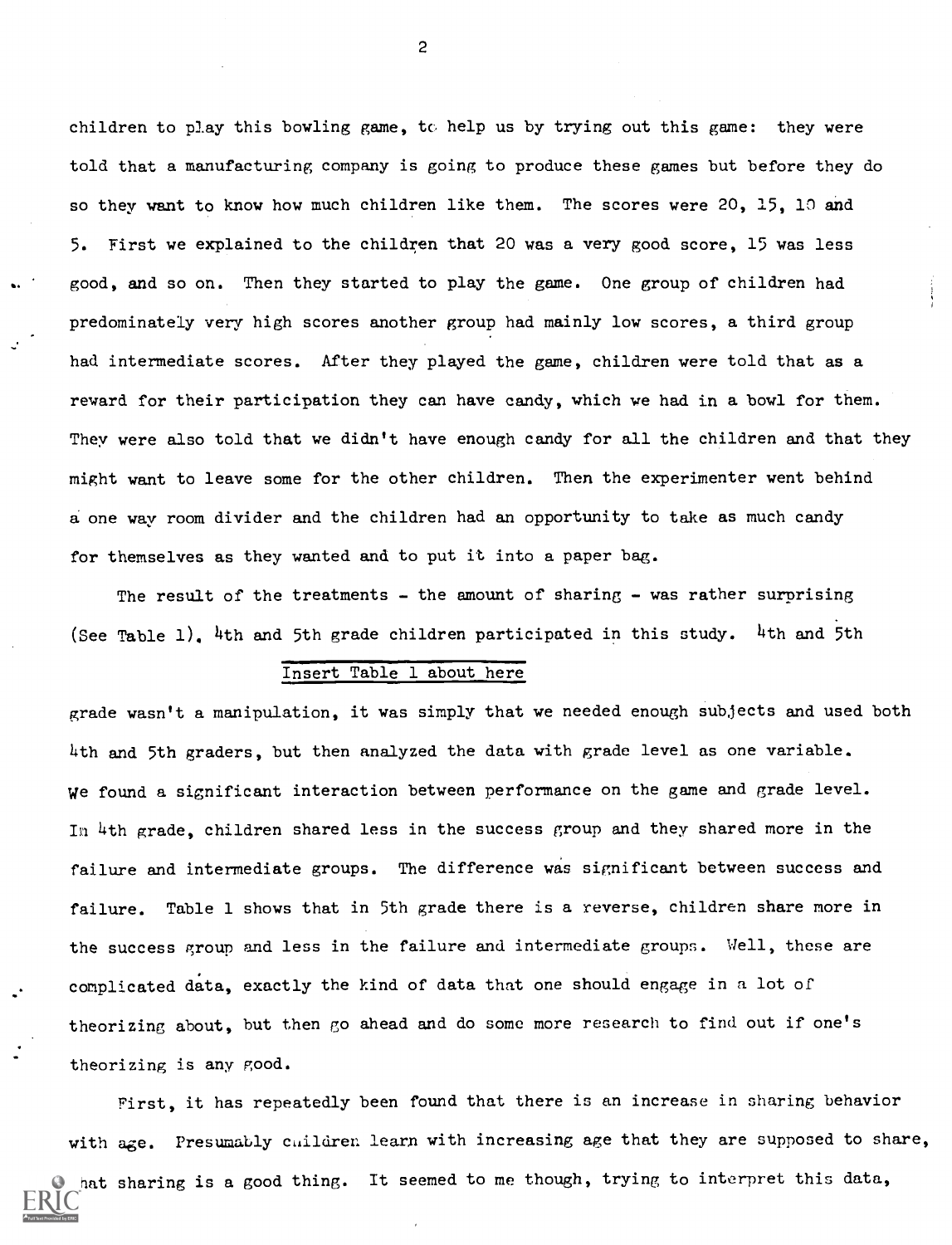children to play this bowling game, to help us by trying out this game: they were told that a manufacturing company is going to produce these games but before they do so they want to know how much children like them. The scores were 20, 15, 10 and 5. First we explained to the children that 20 was a very good score, 15 was less good, and so on. Then they started to play the game. One group of children had predominately very high scores another group had mainly low scores, a third group had intermediate scores. After they played the game, children were told that as a reward for their participation they can have candy, which we had in a bowl for them. They were also told that we didn't have enough candy for all the children and that they might want to leave some for the other children. Then the experimenter went behind a one way room divider and the children had an opportunity to take as much candy for themselves as they wanted and to put it into a paper bag.

The result of the treatments - the amount of sharing - was rather surprising (See Table 1). 4th and 5th grade children participated in this study. 4th and 5th

Insert Table 1 about here

grade wasn't a manipulation, it was simply that we needed enough subjects and used both 4th and 5th graders, but then analyzed the data with grade level as one variable. We found a significant interaction between performance on the game and grade level. In 4th grade, children shared less in the success group and they shared more in the failure and intermediate groups. The difference was significant between success and failure. Table 1 shows that in 5th grade there is a reverse, children share more in the success group and less in the failure and intermediate groups. Well, these are complicated data, exactly the kind of data that one should engage in a lot of theorizing about, but then go ahead and do some more research to find out if one's theorizing is any good.

First, it has repeatedly been found that there is an increase in sharing behavior with age. Presumably children learn with increasing age that they are supposed to share, that sharing is a good thing. It seemed to me though, trying to interpret this data,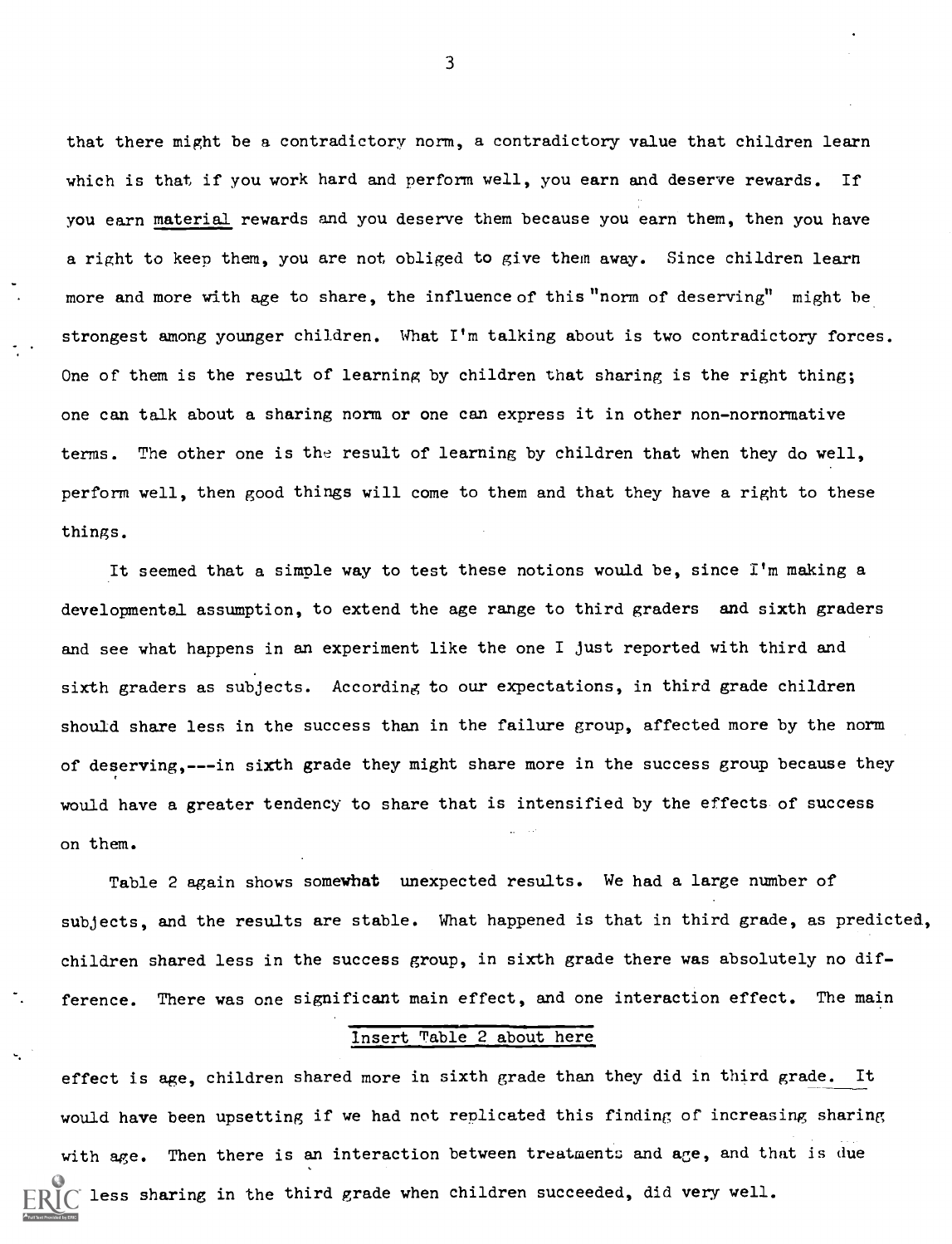that there might be a contradictory norm, a contradictory value that children learn which is that if you work hard and perform well, you earn and deserve rewards. If you earn material rewards and you deserve them because you earn them, then you have a right to keep them, you are not obliged to give them away. Since children learn more and more with age to share, the influence of this "norm of deserving" might be strongest among younger children. What I'm talking about is two contradictory forces. One of them is the result of learning by children that sharing is the right thing; one can talk about a sharing norm or one can express it in other non-nornormative terms. The other one is the result of learning by children that when they do well, perform well, then good things will come to them and that they have a right to these things.

It seemed that a simple way to test these notions would be, since I'm making a developmental assumption, to extend the age range to third graders and sixth graders and see what happens in an experiment like the one I just reported with third and sixth graders as subjects. According to our expectations, in third grade children should share less in the success than in the failure group, affected more by the norm of deserving,---in sixth grade they might share more in the success group because they would have a greater tendency to share that is intensified by the effects of success on them.

Table 2 again shows somewhat unexpected results. We had a large number of subjects, and the results are stable. What happened is that in third grade, as predicted, children shared less in the success group, in sixth grade there was absolutely no difference. There was one significant main effect, and one interaction effect. The main

Insert Table 2 about here

effect is age, children shared more in sixth grade than they did in third grade. It would have been upsetting if we had not replicated this finding of increasing sharing with age. Then there is an interaction between treatments and age, and that is due less sharing in the third grade when children succeeded, did very well.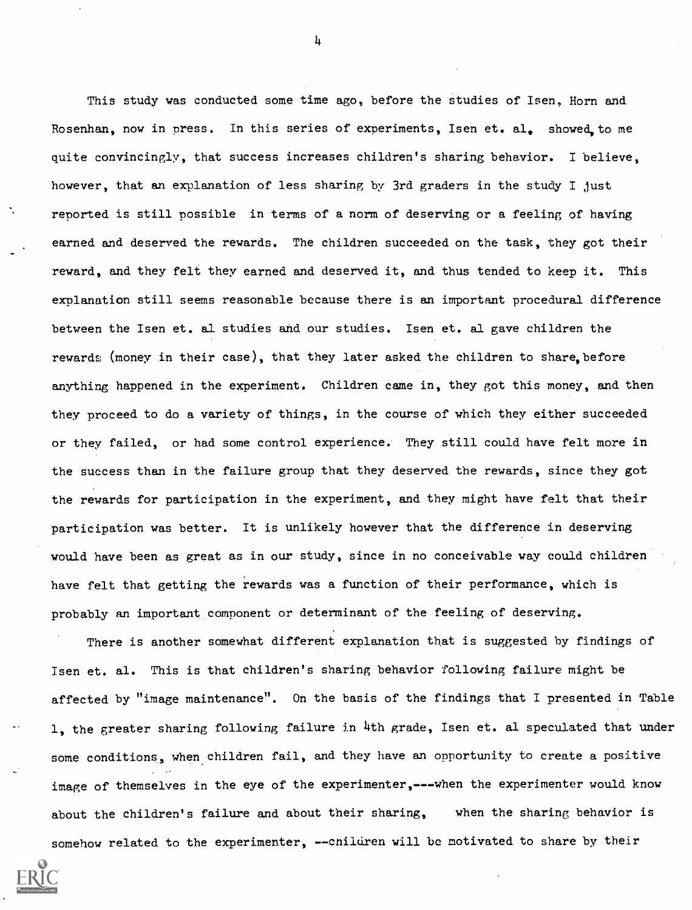This study was conducted some time ago, before the studies of Isen, Horn and Rosenhan, now in press. In this series of experiments, Isen et. al. showed, to me quite convincingly, that success increases children's sharing behavior. I believe, however, that an explanation of less sharing by 3rd graders in the study I just reported is still possible in terms of a norm of deserving or a feeling of having earned and deserved the rewards. The children succeeded on the task, they got their reward, and they felt they earned and deserved it, and thus tended to keep it. This explanation still seems reasonable because there is an important procedural difference between the Isen et. al studies and our studies. Isen et. al gave children the rewards (money in their case), that they later asked the children to share, before anything happened in the experiment. Children came in, they got this money, and then they proceed to do a variety of things, in the course of which they either succeeded or they failed, or had some control experience. They still could have felt more in the success than in the failure group that they deserved the rewards, since they got the rewards for participation in the experiment, and they might have felt that their participation was better. It is unlikely however that the difference in deserving would have been as great as in our study, since in no conceivable way could children have felt that getting the rewards was a function of their performance, which is probably an important component or determinant of the feeling of deserving.

There is another somewhat different explanation that is suggested by findings of Isen et. al. This is that children's sharing behavior following failure might be affected by "image maintenance". On the basis of the findings that I presented in Table 1, the greater sharing following failure in 4th grade, Isen et. al speculated that under some conditions, when children fail, and they have an opportunity to create a positive image of themselves in the eye of the experimenter,---when the experimenter would know about the children's failure and about their sharing, when the sharing behavior is somehow related to the experimenter, --children will be motivated to share by their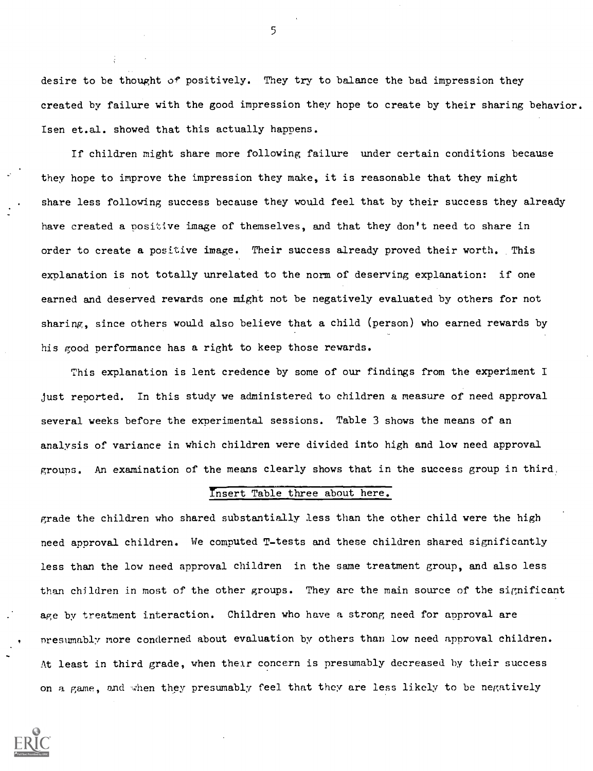desire to be thought of positively. They try to balance the bad impression they created by failure with the good impression they hope to create by their sharing behavior. Isen et.al. showed that this actually happens.

If children might share more following failure under certain conditions because they hope to improve the impression they make, it is reasonable that they might share less following success because they would feel that by their success they already have created a positive image of themselves, and that they don't need to share in order to create a positive image. Their success already proved their worth. This explanation is not totally unrelated to the norm of deserving explanation: if one earned and deserved rewards one might not be negatively evaluated by others for not sharing, since others would also believe that a child (person) who earned rewards by his good performance has a right to keep those rewards.

This explanation is lent credence by some of our findings from the experiment I just reported. In this study we administered to children a measure of need approval several weeks before the experimental sessions. Table 3 shows the means of an analysis of variance in which children were divided into high and low need approval groups. An examination of the means clearly shows that in the success group in third

Insert Table three about here.

grade the children who shared substantially less than the other child were the high need approval children. We computed T-tests and these children shared significantly less than the low need approval children in the same treatment group, and also less than children in most of the other groups. They are the main source of the significant age by treatment interaction. Children who have a strong need for approval are presumably more conderned about evaluation by others than low need approval children. At least in third grade, when their concern is presumably decreased by their success on a game, and when they presumably feel that they are less likely to be negatively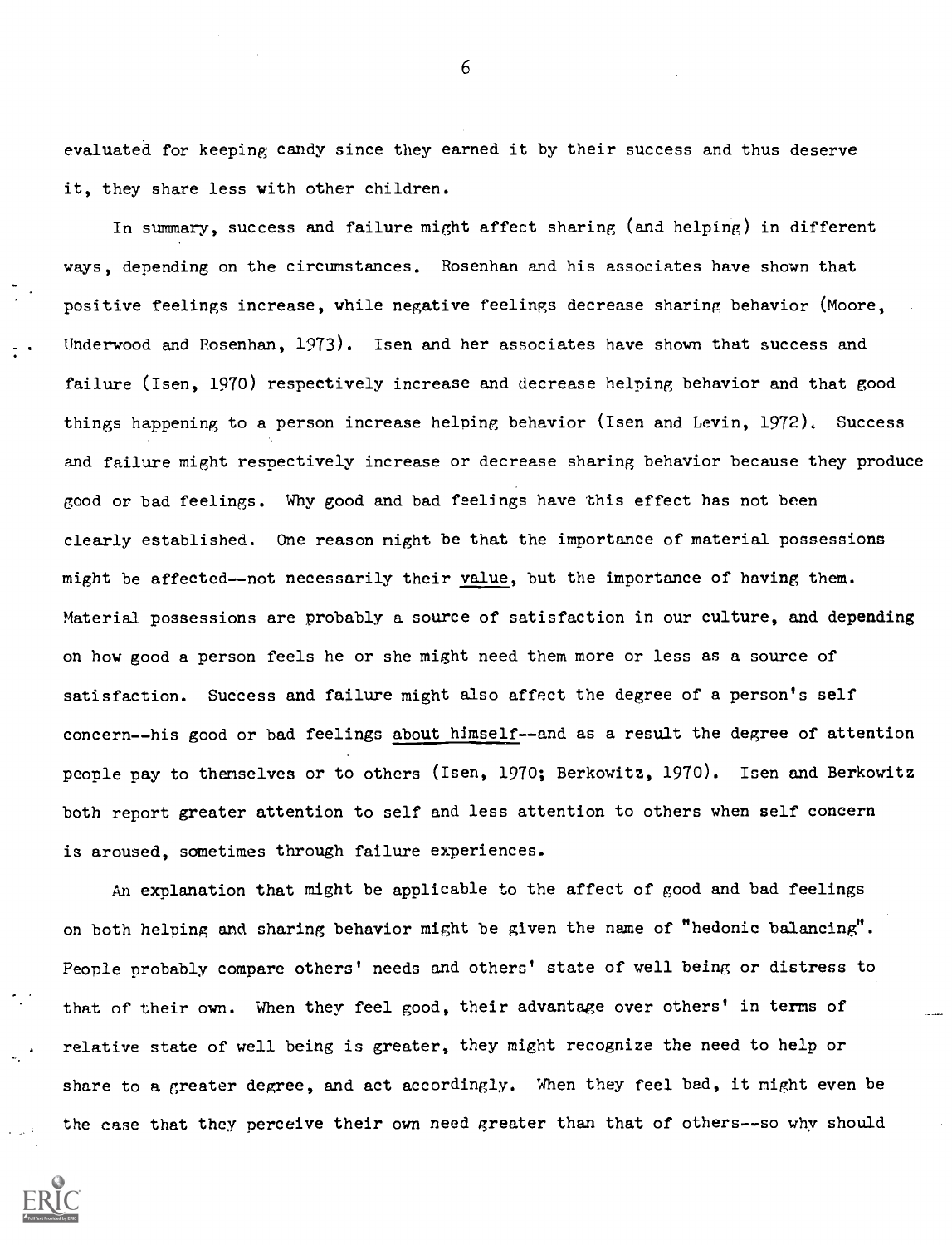evaluated for keeping candy since they earned it by their success and thus deserve it, they share less with other children.

In summary, success and failure might affect sharing (and helping) in different ways, depending on the circumstances. Rosenhan and his associates have shown that positive feelings increase, while negative feelings decrease sharing behavior (Moore, Underwood and Rosenhan, 1973). Isen and her associates have shown that success and failure (Isen, 1970) respectively increase and decrease helping behavior and that good things happening to a person increase helping behavior (Isen and Levin, 1972). Success and failure might respectively increase or decrease sharing behavior because they produce good or bad feelings. Why good and bad feelings have this effect has not been clearly established. One reason might be that the importance of material possessions might be affected--not necessarily their <u>value</u>, but the importance of having them. Material possessions are probably a source of satisfaction in our culture, and depending on how good a person feels he or she might need them more or less as a source of satisfaction. Success and failure might also affect the degree of a person's self concern--his good or bad feelings <u>about himself</u>--and as a result the degree of attention people pay to themselves or to others (Isen, 1970; Berkowitz, 1970). Isen and Berkowitz both report greater attention to self and less attention to others when self concern is aroused, sometimes through failure experiences.

An explanation that might be applicable to the affect of good and bad feelings on both helping and sharing behavior might be given the name of "hedonic balancing". People probably compare others' needs and others' state of well being or distress to that of their own. When they feel good, their advantage over others' in terms of relative state of well being is greater, they might recognize the need to help or share to a greater degree, and act accordingly. When they feel bad, it might even be the case that they perceive their own need greater than that of others--so why should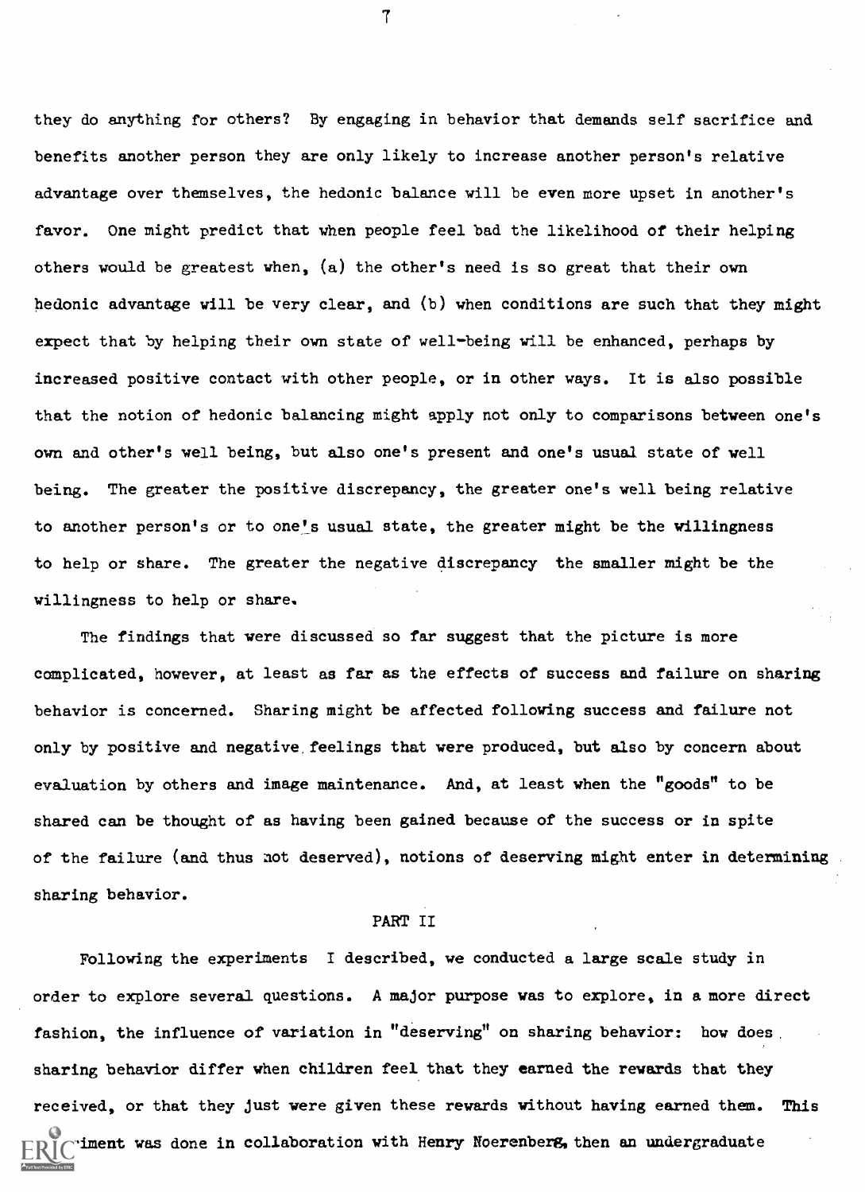they do anything for others? By engaging in behavior that demands self sacrifice and benefits another person they are only likely to increase another person's relative advantage over themselves, the hedonic balance will be even more upset in another's favor. One might predict that when people feel bad the likelihood of their helping others would be greatest when, (a) the other's need is so great that their own hedonic advantage will be very clear, and (b) when conditions are such that they might expect that by helping their own state of well-being will be enhanced, perhaps by increased positive contact with other people, or in other ways. It is also possible that the notion of hedonic balancing might apply not only to comparisons between one's own and other's well being, but also one's present and one's usual state of well being. The greater the positive discrepancy, the greater one's well being relative to another person's or to one's usual state, the greater might be the willingness to help or share. The greater the negative discrepancy the smaller might be the willingness to help or share.

The findings that were discussed so far suggest that the picture is more complicated, however, at least as far as the effects of success and failure on sharing behavior is concerned. Sharing might be affected following success and failure not only by positive and negative feelings that were produced, but also by concern about evaluation by others and image maintenance. And, at least when the "goods" to be shared can be thought of as having been gained because of the success or in spite of the failure (and thus not deserved), notions of deserving might enter in determining sharing behavior.

## PART II

Following the experiments I described, we conducted a large scale study in order to explore several questions. A major purpose was to explore, in a more direct fashion, the influence of variation in "deserving" on sharing behavior: how does sharing behavior differ when children feel that they earned the rewards that they received, or that they just were given these rewards without having earned them. This -iment was done in collaboration with Henry Noerenberg, then an undergraduate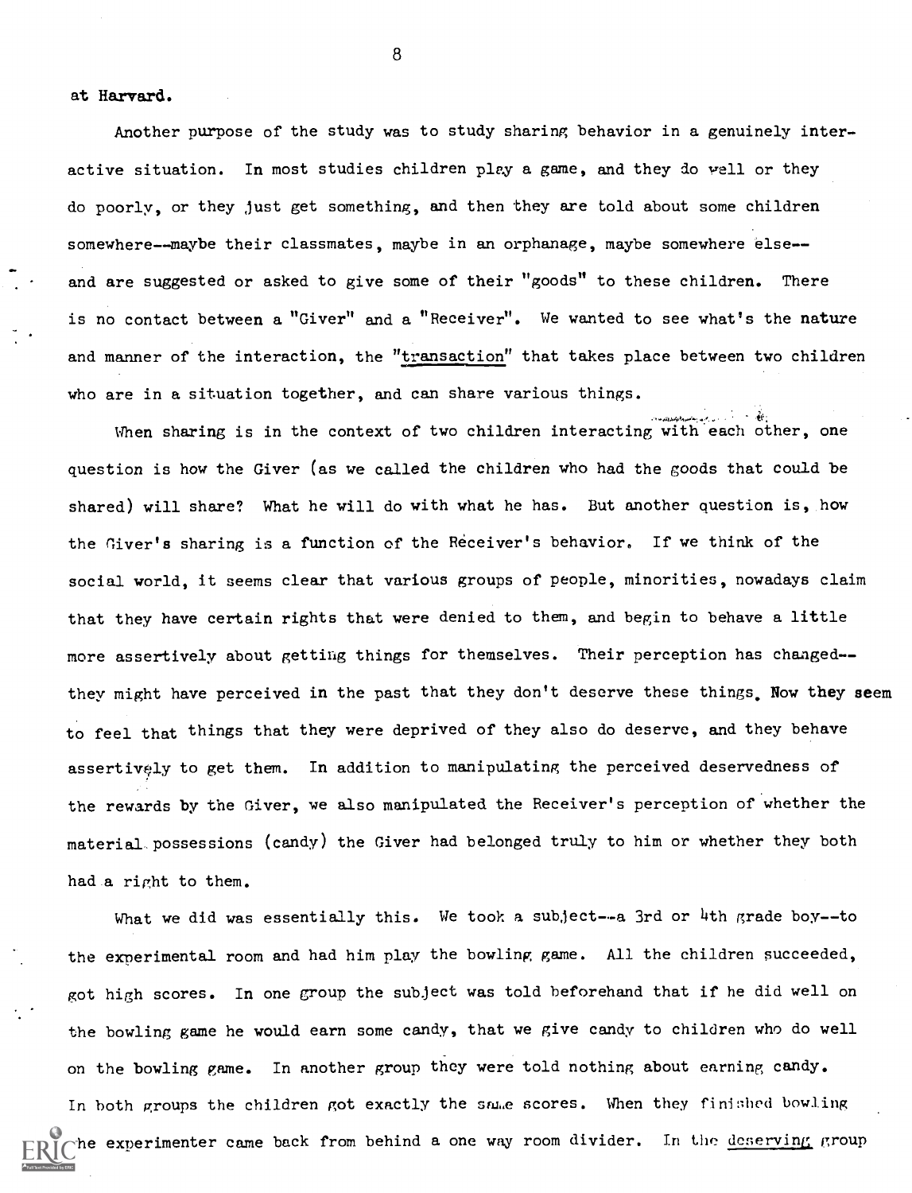at Harvard.

Another purpose of the study was to study sharing behavior in a genuinely interactive situation. In most studies children play a game, and they do well or they do poorly, or they just get something, and then they are told about some children somewhere--maybe their classmates, maybe in an orphanage, maybe somewhere else--and are suggested or asked to give some of their "goods" to these children. There is no contact between a "Giver" and a "Receiver". We wanted to see what's the nature and manner of the interaction, the "transaction" that takes place between two children who are in a situation together, and can share various things.

When sharing is in the context of two children interacting with each other, one question is how the Giver (as we called the children who had the goods that could be shared) will share? What he will do with what he has. But another question is, how the Giver's sharing is a function of the Receiver's behavior. If we think of the social world, it seems clear that various groups of people, minorities, nowadays claim that they have certain rights that were denied to them, and begin to behave a little more assertively about getting things for themselves. Their perception has changed--they might have perceived in the past that they don't deserve these things. Now they seem to feel that things that they were deprived of they also do deserve, and they behave assertively to get them. In addition to manipulating the perceived deservedness of the rewards by the Giver, we also manipulated the Receiver's perception of whether the material possessions (candy) the Giver had belonged truly to him or whether they both had a right to them.

What we did was essentially this. We took a subject--a 3rd or 4th grade boy--to the experimental room and had him play the bowling game. All the children succeeded, got high scores. In one group the subject was told beforehand that if he did well on the bowling game he would earn some candy, that we give candy to children who do well on the bowling game. In another group they were told nothing about earning candy. In both groups the children got exactly the same scores. When they finished bowling the experimenter came back from behind a one way room divider. In the deserving group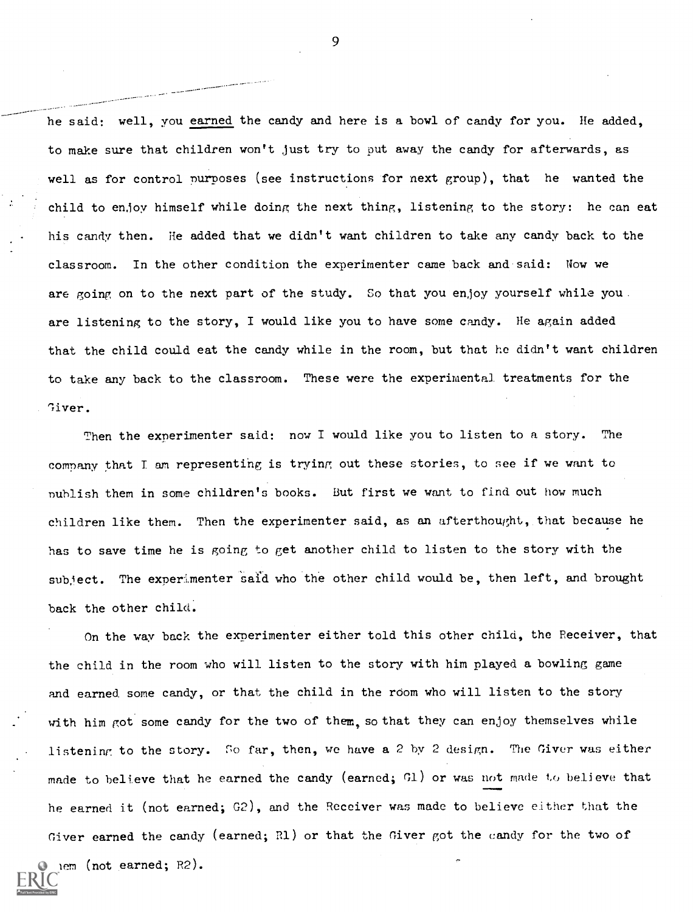he said: well, you <u>earned</u> the candy and here is a bowl of candy for you. He added, to make sure that children won't just try to put away the candy for afterwards, as well as for control purposes (see instructions for next group), that he wanted the child to enjoy himself while doing the next thing, listening to the story: he can eat his candy then. He added that we didn't want children to take any candy back to the classroom. In the other condition the experimenter came back and said: Now we are going on to the next part of the study. So that you enjoy yourself while you are listening to the story, I would like you to have some candy. He again added that the child could eat the candy while in the room, but that he didn't want children to take any back to the classroom. These were the experimental treatments for the Giver.

Then the experimenter said: now I would like you to listen to a story. The company that I am representing is trying out these stories, to see if we want to publish them in some children's books. But first we want to find out how much children like them. Then the experimenter said, as an afterthought, that because he has to save time he is going to get another child to listen to the story with the subject. The experimenter said who the other child would be, then left, and brought back the other child.

On the way back the experimenter either told this other child, the Receiver, that the child in the room who will listen to the story with him played a bowling game and earned some candy, or that the child in the room who will listen to the story with him got some candy for the two of them, so that they can enjoy themselves while listening to the story. So far, then, we have a 2 by 2 design. The Giver was either made to believe that he earned the candy (earned; G1) or was <u>not</u> made to believe that he earned it (not earned; G2), and the Receiver was made to believe either that the Giver earned the candy (earned; R1) or that the Giver got the candy for the two of them (not earned; R2).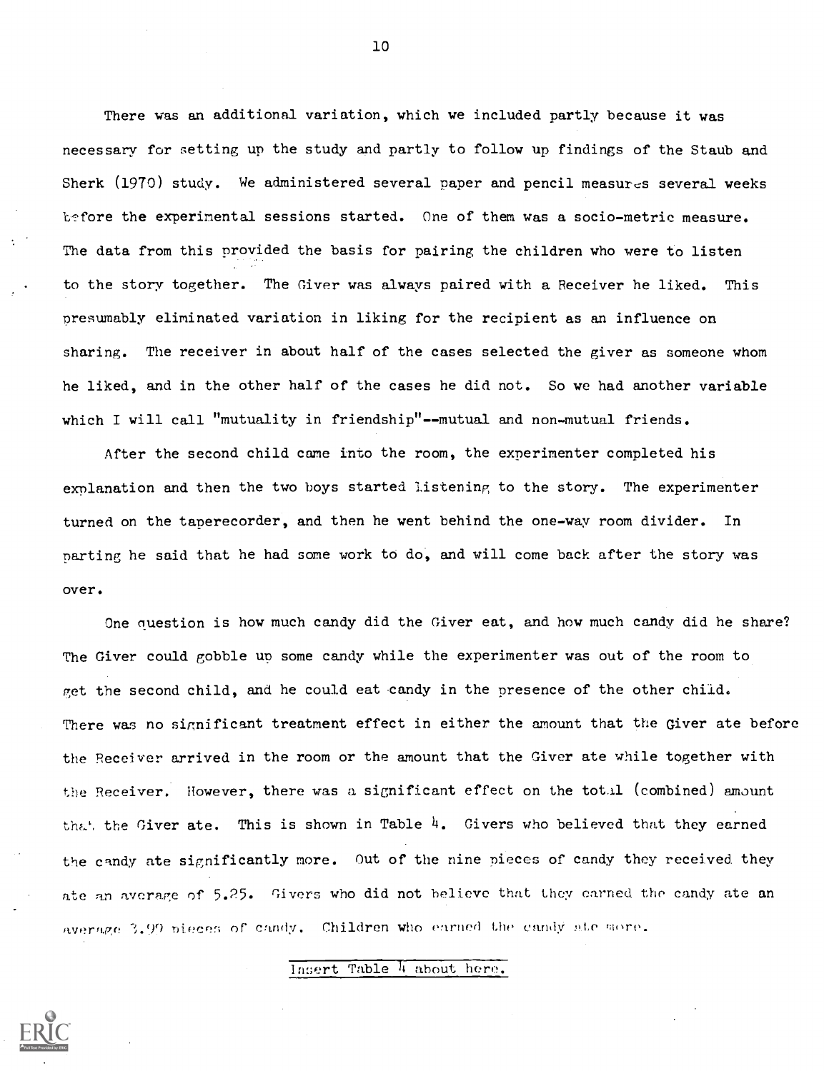There was an additional variation, which we included partly because it was necessary for setting up the study and partly to follow up findings of the Staub and Sherk (1970) study. We administered several paper and pencil measures several weeks before the experimental sessions started. One of them was a socio-metric measure. The data from this provided the basis for pairing the children who were to listen to the story together. The Giver was always paired with a Receiver he liked. This presumably eliminated variation in liking for the recipient as an influence on sharing. The receiver in about half of the cases selected the giver as someone whom he liked, and in the other half of the cases he did not. So we had another variable which I will call "mutuality in friendship"--mutual and non-mutual friends.

After the second child came into the room, the experimenter completed his explanation and then the two boys started listening to the story. The experimenter turned on the taperecorder, and then he went behind the one-way room divider. In parting he said that he had some work to do, and will come back after the story was over.

One question is how much candy did the Giver eat, and how much candy did he share? The Giver could gobble up some candy while the experimenter was out of the room to get the second child, and he could eat candy in the presence of the other child. There was no significant treatment effect in either the amount that the Giver ate before the Receiver arrived in the room or the amount that the Giver ate while together with the Receiver. However, there was a significant effect on the total (combined) amount that the Giver ate. This is shown in Table 4. Givers who believed that they earned the candy ate significantly more. Out of the nine pieces of candy they received they ate an average of 5.25. Givers who did not believe that they earned the candy ate an average 3.99 pieces of candy. Children who earned the candy ate more.

Insert Table 4 about here.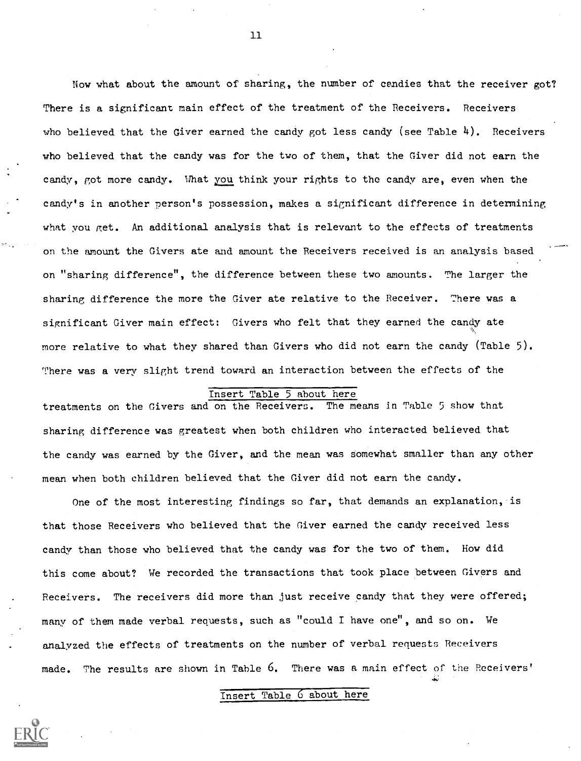Now what about the amount of sharing, the number of candies that the receiver got? There is a significant main effect of the treatment of the Receivers. Receivers who believed that the Giver earned the candy got less candy (see Table 4). Receivers who believed that the candy was for the two of them, that the Giver did not earn the candy, got more candy. What _you_ think your rights to the candy are, even when the candy's in another person's possession, makes a significant difference in determining what you get. An additional analysis that is relevant to the effects of treatments on the amount the Givers ate and amount the Receivers received is an analysis based on "sharing difference", the difference between these two amounts. The larger the sharing difference the more the Giver ate relative to the Receiver. There was a significant Giver main effect: Givers who felt that they earned the candy ate more relative to what they shared than Givers who did not earn the candy (Table 5). There was a very slight trend toward an interaction between the effects of the treatments on the Givers and on the Receivers. The means in Table 5 show that sharing difference was greatest when both children who interacted believed that the candy was earned by the Giver, and the mean was somewhat smaller than any other mean when both children believed that the Giver did not earn the candy.

Insert Table 5 about here

One of the most interesting findings so far, that demands an explanation, is that those Receivers who believed that the Giver earned the candy received less candy than those who believed that the candy was for the two of them. How did this come about? We recorded the transactions that took place between Givers and Receivers. The receivers did more than just receive candy that they were offered; many of them made verbal requests, such as "could I have one", and so on. We analyzed the effects of treatments on the number of verbal requests Receivers made. The results are shown in Table 6. There was a main effect of the Receivers'

Insert Table 6 about here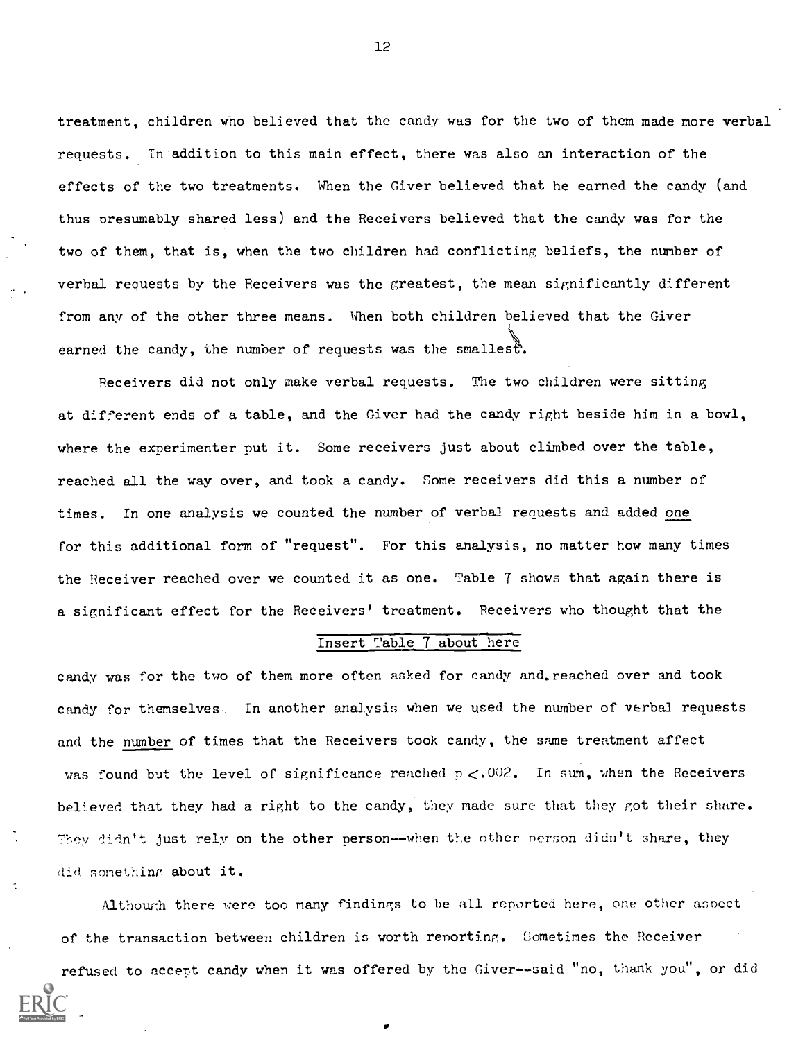treatment, children who believed that the candy was for the two of them made more verbal requests. In addition to this main effect, there was also an interaction of the effects of the two treatments. When the Giver believed that he earned the candy (and thus presumably shared less) and the Receivers believed that the candy was for the two of them, that is, when the two children had conflicting beliefs, the number of verbal requests by the Receivers was the greatest, the mean significantly different from any of the other three means. When both children believed that the Giver earned the candy, the number of requests was the smallest.

Receivers did not only make verbal requests. The two children were sitting at different ends of a table, and the Giver had the candy right beside him in a bowl, where the experimenter put it. Some receivers just about climbed over the table, reached all the way over, and took a candy. Some receivers did this a number of times. In one analysis we counted the number of verbal requests and added one for this additional form of "request". For this analysis, no matter how many times the Receiver reached over we counted it as one. Table 7 shows that again there is a significant effect for the Receivers' treatment. Receivers who thought that the

Insert Table 7 about here

candy was for the two of them more often asked for candy and reached over and took candy for themselves. In another analysis when we used the number of verbal requests and the number of times that the Receivers took candy, the same treatment affect was found but the level of significance reached $p < .002$. In sum, when the Receivers believed that they had a right to the candy, they made sure that they got their share. They didn't just rely on the other person--when the other person didn't share, they did something about it.

Although there were too many findings to be all reported here, one other aspect of the transaction between children is worth reporting. Sometimes the Receiver refused to accept candy when it was offered by the Giver--said "no, thank you", or did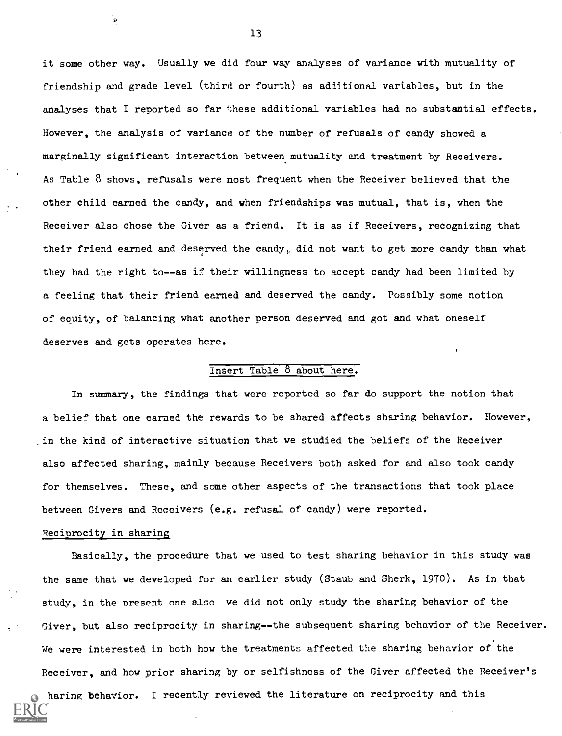it some other way. Usually we did four way analyses of variance with mutuality of friendship and grade level (third or fourth) as additional variables, but in the analyses that I reported so far these additional variables had no substantial effects. However, the analysis of variance of the number of refusals of candy showed a marginally significant interaction between mutuality and treatment by Receivers. As Table 8 shows, refusals were most frequent when the Receiver believed that the other child earned the candy, and when friendships was mutual, that is, when the Receiver also chose the Giver as a friend. It is as if Receivers, recognizing that their friend earned and deserved the candy, did not want to get more candy than what they had the right to--as if their willingness to accept candy had been limited by a feeling that their friend earned and deserved the candy. Possibly some notion of equity, of balancing what another person deserved and got and what oneself deserves and gets operates here.

Insert Table 8 about here.

In summary, the findings that were reported so far do support the notion that a belief that one earned the rewards to be shared affects sharing behavior. However, in the kind of interactive situation that we studied the beliefs of the Receiver also affected sharing, mainly because Receivers both asked for and also took candy for themselves. These, and some other aspects of the transactions that took place between Givers and Receivers (e.g. refusal of candy) were reported.

Reciprocity in sharing

Basically, the procedure that we used to test sharing behavior in this study was the same that we developed for an earlier study (Staub and Sherk, 1970). As in that study, in the present one also we did not only study the sharing behavior of the Giver, but also reciprocity in sharing--the subsequent sharing behavior of the Receiver. We were interested in both how the treatments affected the sharing behavior of the Receiver, and how prior sharing by or selfishness of the Giver affected the Receiver's sharing behavior. I recently reviewed the literature on reciprocity and this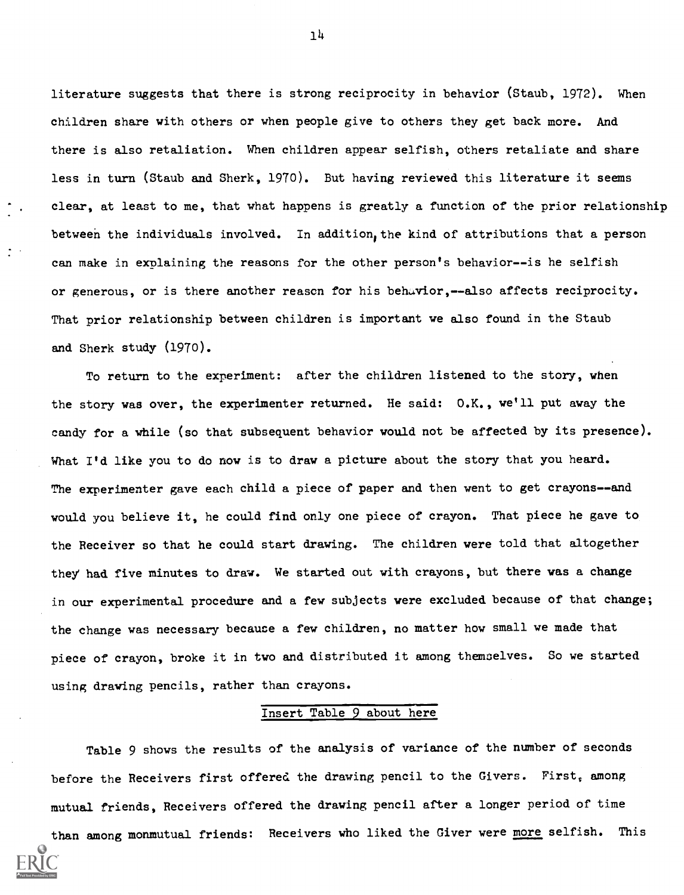literature suggests that there is strong reciprocity in behavior (Staub, 1972). When children share with others or when people give to others they get back more. And there is also retaliation. When children appear selfish, others retaliate and share less in turn (Staub and Sherk, 1970). But having reviewed this literature it seems clear, at least to me, that what happens is greatly a function of the prior relationship between the individuals involved. In addition, the kind of attributions that a person can make in explaining the reasons for the other person's behavior--is he selfish or generous, or is there another reason for his behavior,--also affects reciprocity. That prior relationship between children is important we also found in the Staub and Sherk study (1970).

To return to the experiment: after the children listened to the story, when the story was over, the experimenter returned. He said: O.K., we'll put away the candy for a while (so that subsequent behavior would not be affected by its presence). What I'd like you to do now is to draw a picture about the story that you heard. The experimenter gave each child a piece of paper and then went to get crayons--and would you believe it, he could find only one piece of crayon. That piece he gave to the Receiver so that he could start drawing. The children were told that altogether they had five minutes to draw. We started out with crayons, but there was a change in our experimental procedure and a few subjects were excluded because of that change; the change was necessary because a few children, no matter how small we made that piece of crayon, broke it in two and distributed it among themselves. So we started using drawing pencils, rather than crayons.

Insert Table 9 about here

Table 9 shows the results of the analysis of variance of the number of seconds before the Receivers first offered the drawing pencil to the Givers. First, among mutual friends, Receivers offered the drawing pencil after a longer period of time than among monmutual friends: Receivers who liked the Giver were _more_ selfish. This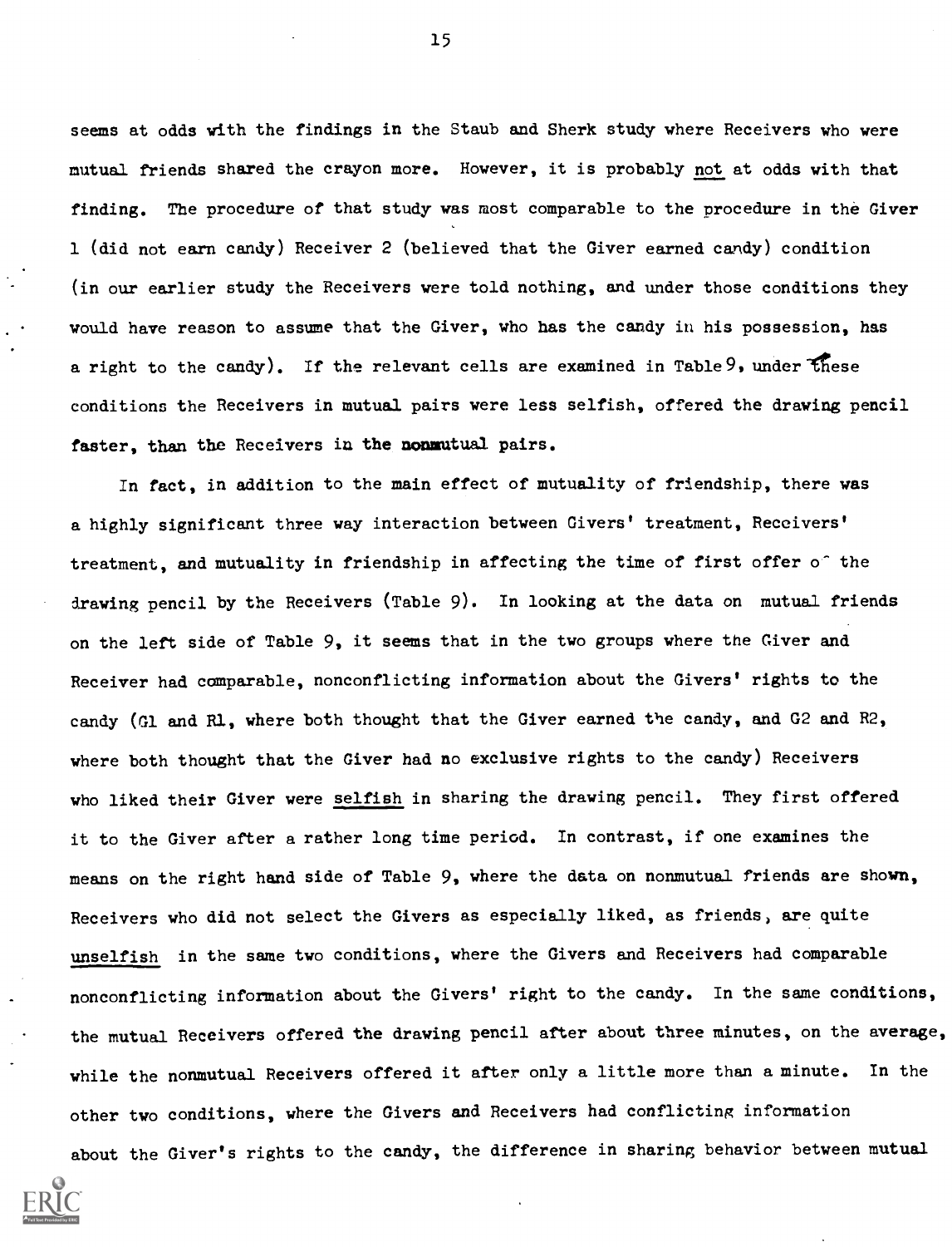seems at odds with the findings in the Staub and Sherk study where Receivers who were mutual friends shared the crayon more. However, it is probably not at odds with that finding. The procedure of that study was most comparable to the procedure in the Giver 1 (did not earn candy) Receiver 2 (believed that the Giver earned candy) condition (in our earlier study the Receivers were told nothing, and under those conditions they would have reason to assume that the Giver, who has the candy in his possession, has a right to the candy). If the relevant cells are examined in Table 9, under these conditions the Receivers in mutual pairs were less selfish, offered the drawing pencil faster, than the Receivers in the nonmutual pairs.

In fact, in addition to the main effect of mutuality of friendship, there was a highly significant three way interaction between Givers' treatment, Receivers' treatment, and mutuality in friendship in affecting the time of first offer of the drawing pencil by the Receivers (Table 9). In looking at the data on mutual friends on the left side of Table 9, it seems that in the two groups where the Giver and Receiver had comparable, nonconflicting information about the Givers' rights to the candy (G1 and R1, where both thought that the Giver earned the candy, and G2 and R2, where both thought that the Giver had no exclusive rights to the candy) Receivers who liked their Giver were selfish in sharing the drawing pencil. They first offered it to the Giver after a rather long time period. In contrast, if one examines the means on the right hand side of Table 9, where the data on nonmutual friends are shown, Receivers who did not select the Givers as especially liked, as friends, are quite unselfish in the same two conditions, where the Givers and Receivers had comparable nonconflicting information about the Givers' right to the candy. In the same conditions, the mutual Receivers offered the drawing pencil after about three minutes, on the average, while the nonmutual Receivers offered it after only a little more than a minute. In the other two conditions, where the Givers and Receivers had conflicting information about the Giver's rights to the candy, the difference in sharing behavior between mutual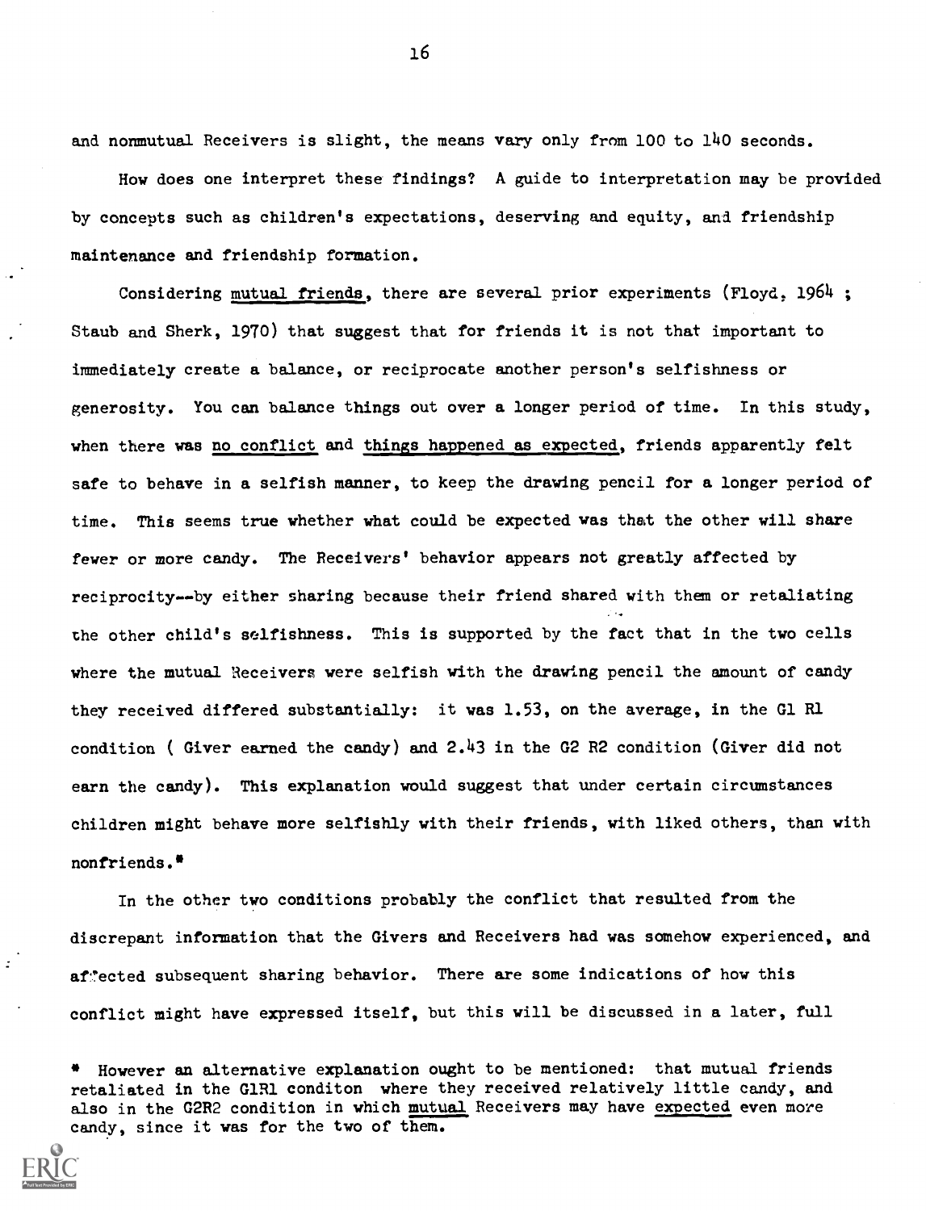and nonmutual Receivers is slight, the means vary only from 100 to 140 seconds.

How does one interpret these findings? A guide to interpretation may be provided by concepts such as children's expectations, deserving and equity, and friendship maintenance and friendship formation.

Considering mutual friends, there are several prior experiments (Floyd, 1964 ; Staub and Sherk, 1970) that suggest that for friends it is not that important to immediately create a balance, or reciprocate another person's selfishness or generosity. You can balance things out over a longer period of time. In this study, when there was no conflict and things happened as expected, friends apparently felt safe to behave in a selfish manner, to keep the drawing pencil for a longer period of time. This seems true whether what could be expected was that the other will share fewer or more candy. The Receivers' behavior appears not greatly affected by reciprocity--by either sharing because their friend shared with them or retaliating the other child's selfishness. This is supported by the fact that in the two cells where the mutual Receivers were selfish with the drawing pencil the amount of candy they received differed substantially: it was 1.53, on the average, in the G1 R1 condition ( Giver earned the candy) and 2.43 in the G2 R2 condition (Giver did not earn the candy). This explanation would suggest that under certain circumstances children might behave more selfishly with their friends, with liked others, than with nonfriends.*

In the other two conditions probably the conflict that resulted from the discrepant information that the Givers and Receivers had was somehow experienced, and affected subsequent sharing behavior. There are some indications of how this conflict might have expressed itself, but this will be discussed in a later, full

* However an alternative explanation ought to be mentioned: that mutual friends retaliated in the G1R1 conditon where they received relatively little candy, and also in the G2R2 condition in which mutual Receivers may have expected even more candy, since it was for the two of them.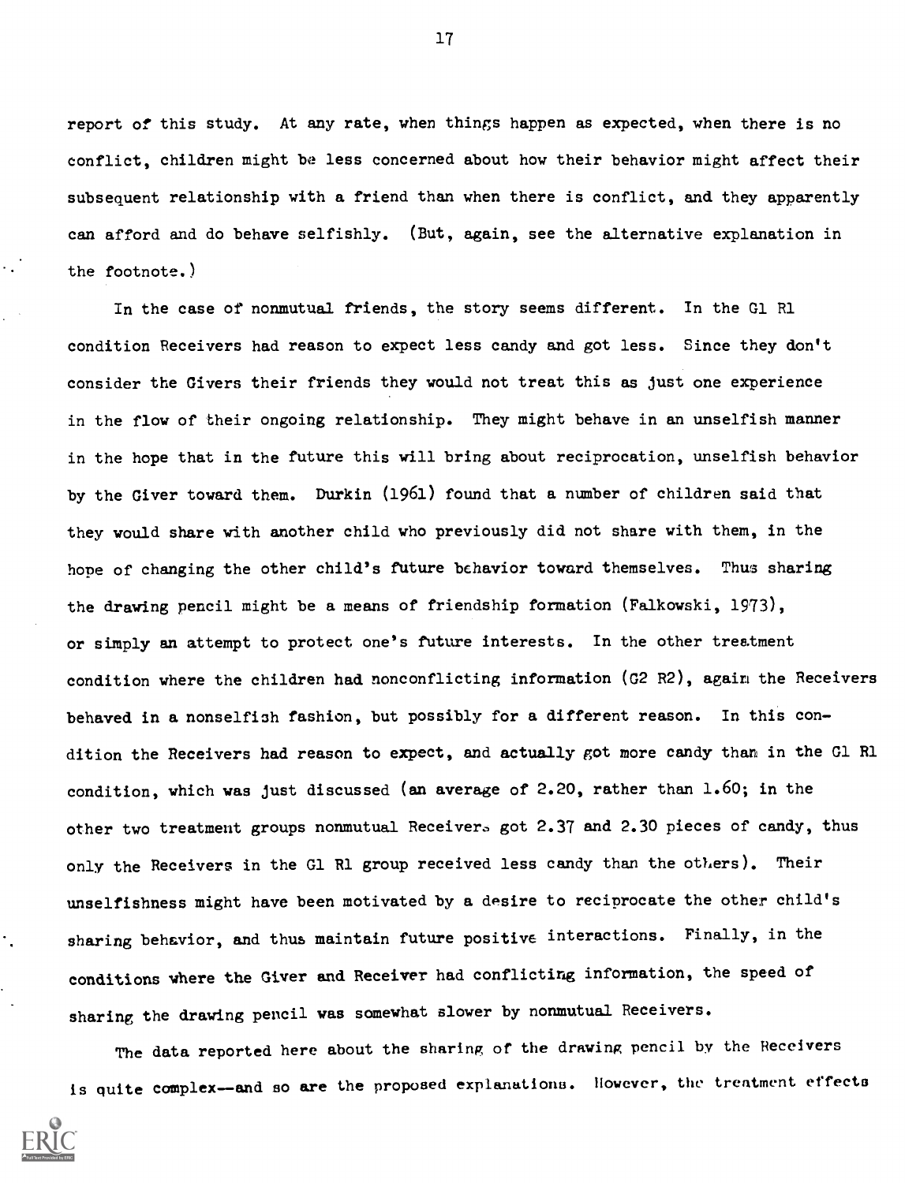report of this study. At any rate, when things happen as expected, when there is no conflict, children might be less concerned about how their behavior might affect their subsequent relationship with a friend than when there is conflict, and they apparently can afford and do behave selfishly. (But, again, see the alternative explanation in the footnote.)

In the case of nonmutual friends, the story seems different. In the G1 R1 condition Receivers had reason to expect less candy and got less. Since they don't consider the Givers their friends they would not treat this as just one experience in the flow of their ongoing relationship. They might behave in an unselfish manner in the hope that in the future this will bring about reciprocation, unselfish behavior by the Giver toward them. Durkin (1961) found that a number of children said that they would share with another child who previously did not share with them, in the hope of changing the other child's future behavior toward themselves. Thus sharing the drawing pencil might be a means of friendship formation (Falkowski, 1973), or simply an attempt to protect one's future interests. In the other treatment condition where the children had nonconflicting information (G2 R2), again the Receivers behaved in a nonselfish fashion, but possibly for a different reason. In this condition the Receivers had reason to expect, and actually got more candy than in the G1 R1 condition, which was just discussed (an average of 2.20, rather than 1.60; in the other two treatment groups nonmutual Receivers got 2.37 and 2.30 pieces of candy, thus only the Receivers in the G1 R1 group received less candy than the others). Their unselfishness might have been motivated by a desire to reciprocate the other child's sharing behavior, and thus maintain future positive interactions. Finally, in the conditions where the Giver and Receiver had conflicting information, the speed of sharing the drawing pencil was somewhat slower by nonmutual Receivers.

The data reported here about the sharing of the drawing pencil by the Receivers is quite complex—and so are the proposed explanations. However, the treatment effects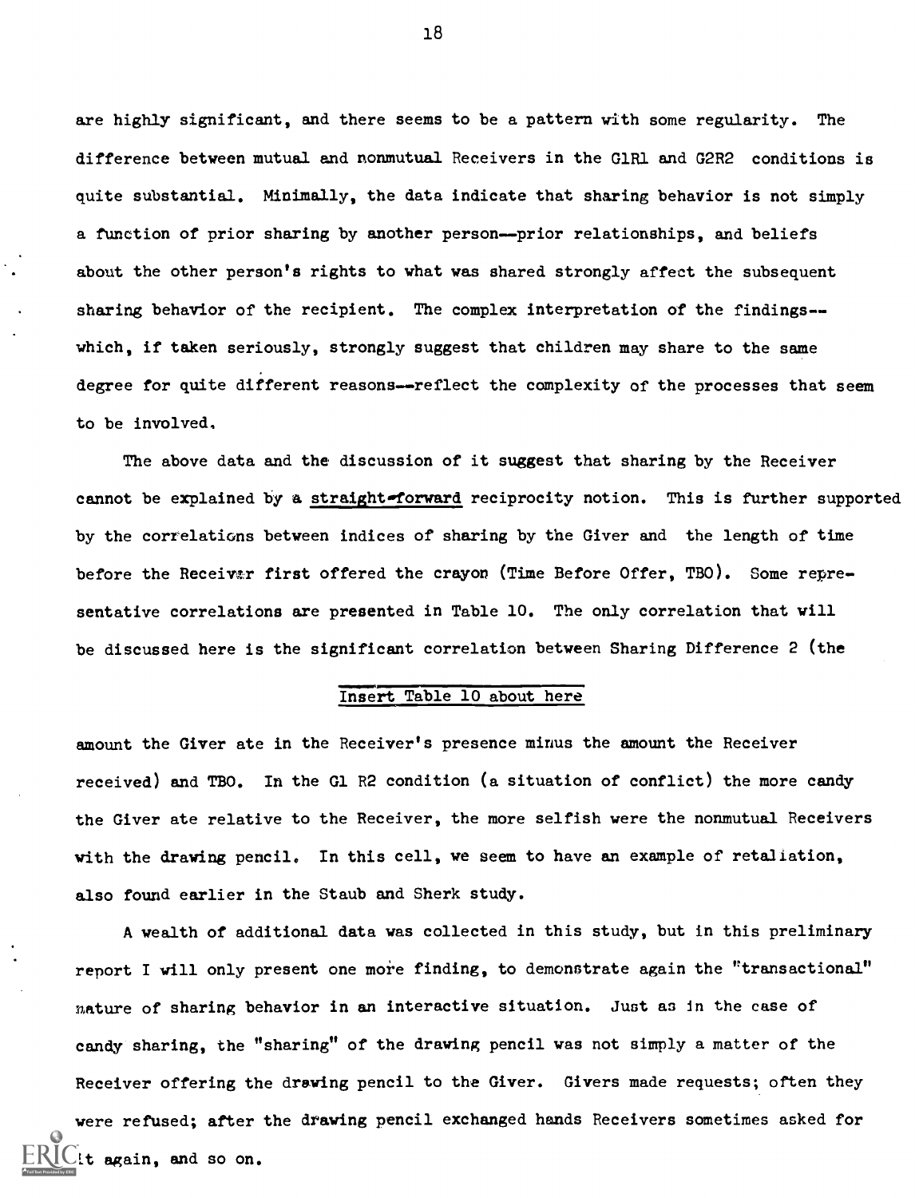are highly significant, and there seems to be a pattern with some regularity. The difference between mutual and nonmutual Receivers in the G1R1 and G2R2 conditions is quite substantial. Minimally, the data indicate that sharing behavior is not simply a function of prior sharing by another person--prior relationships, and beliefs about the other person's rights to what was shared strongly affect the subsequent sharing behavior of the recipient. The complex interpretation of the findings--which, if taken seriously, strongly suggest that children may share to the same degree for quite different reasons--reflect the complexity of the processes that seem to be involved.

The above data and the discussion of it suggest that sharing by the Receiver cannot be explained by a <u>straight-forward</u> reciprocity notion. This is further supported by the correlations between indices of sharing by the Giver and the length of time before the Receiver first offered the crayon (Time Before Offer, TBO). Some representative correlations are presented in Table 10. The only correlation that will be discussed here is the significant correlation between Sharing Difference 2 (the

<u>Insert Table 10 about here</u>

amount the Giver ate in the Receiver's presence minus the amount the Receiver received) and TBO. In the G1 R2 condition (a situation of conflict) the more candy the Giver ate relative to the Receiver, the more selfish were the nonmutual Receivers with the drawing pencil. In this cell, we seem to have an example of retaliation, also found earlier in the Staub and Sherk study.

A wealth of additional data was collected in this study, but in this preliminary report I will only present one more finding, to demonstrate again the "transactional" nature of sharing behavior in an interactive situation. Just as in the case of candy sharing, the "sharing" of the drawing pencil was not simply a matter of the Receiver offering the drawing pencil to the Giver. Givers made requests; often they were refused; after the drawing pencil exchanged hands Receivers sometimes asked for it again, and so on.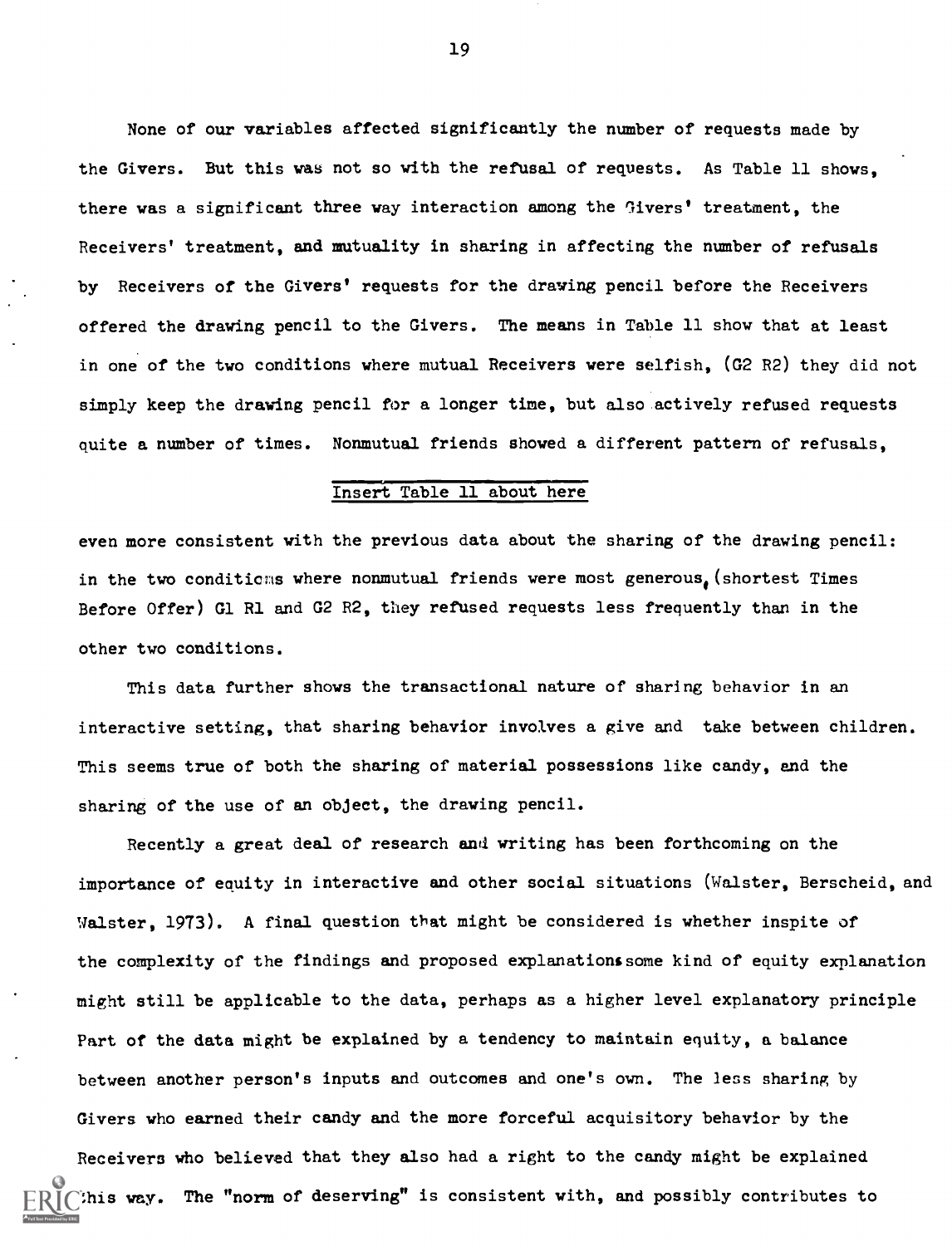None of our variables affected significantly the number of requests made by the Givers. But this was not so with the refusal of requests. As Table 11 shows, there was a significant three way interaction among the Givers' treatment, the Receivers' treatment, and mutuality in sharing in affecting the number of refusals by Receivers of the Givers' requests for the drawing pencil before the Receivers offered the drawing pencil to the Givers. The means in Table 11 show that at least in one of the two conditions where mutual Receivers were selfish, (G2 R2) they did not simply keep the drawing pencil for a longer time, but also actively refused requests quite a number of times. Nonmutual friends showed a different pattern of refusals,

Insert Table 11 about here

even more consistent with the previous data about the sharing of the drawing pencil: in the two conditions where nonmutual friends were most generous, (shortest Times Before Offer) G1 R1 and G2 R2, they refused requests less frequently than in the other two conditions.

This data further shows the transactional nature of sharing behavior in an interactive setting, that sharing behavior involves a give and take between children. This seems true of both the sharing of material possessions like candy, and the sharing of the use of an object, the drawing pencil.

Recently a great deal of research and writing has been forthcoming on the importance of equity in interactive and other social situations (Walster, Berscheid, and Walster, 1973). A final question that might be considered is whether inspite of the complexity of the findings and proposed explanations some kind of equity explanation might still be applicable to the data, perhaps as a higher level explanatory principle Part of the data might be explained by a tendency to maintain equity, a balance between another person's inputs and outcomes and one's own. The less sharing by Givers who earned their candy and the more forceful acquisitory behavior by the Receivers who believed that they also had a right to the candy might be explained this way. The "norm of deserving" is consistent with, and possibly contributes to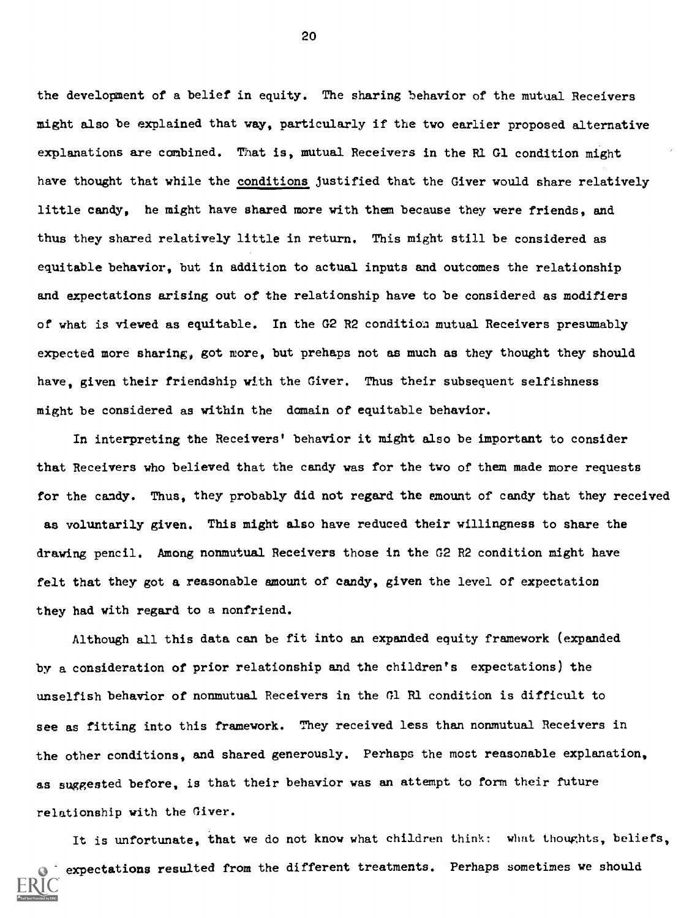the development of a belief in equity. The sharing behavior of the mutual Receivers might also be explained that way, particularly if the two earlier proposed alternative explanations are combined. That is, mutual Receivers in the R1 G1 condition might have thought that while the conditions justified that the Giver would share relatively little candy, he might have shared more with them because they were friends, and thus they shared relatively little in return. This might still be considered as equitable behavior, but in addition to actual inputs and outcomes the relationship and expectations arising out of the relationship have to be considered as modifiers of what is viewed as equitable. In the G2 R2 condition mutual Receivers presumably expected more sharing, got more, but prehaps not as much as they thought they should have, given their friendship with the Giver. Thus their subsequent selfishness might be considered as within the domain of equitable behavior.

In interpreting the Receivers' behavior it might also be important to consider that Receivers who believed that the candy was for the two of them made more requests for the candy. Thus, they probably did not regard the amount of candy that they received as voluntarily given. This might also have reduced their willingness to share the drawing pencil. Among nonmutual Receivers those in the G2 R2 condition might have felt that they got a reasonable amount of candy, given the level of expectation they had with regard to a nonfriend.

Although all this data can be fit into an expanded equity framework (expanded by a consideration of prior relationship and the children's expectations) the unselfish behavior of nonmutual Receivers in the G1 R1 condition is difficult to see as fitting into this framework. They received less than nonmutual Receivers in the other conditions, and shared generously. Perhaps the most reasonable explanation, as suggested before, is that their behavior was an attempt to form their future relationship with the Giver.

It is unfortunate, that we do not know what children think: what thoughts, beliefs, expectations resulted from the different treatments. Perhaps sometimes we should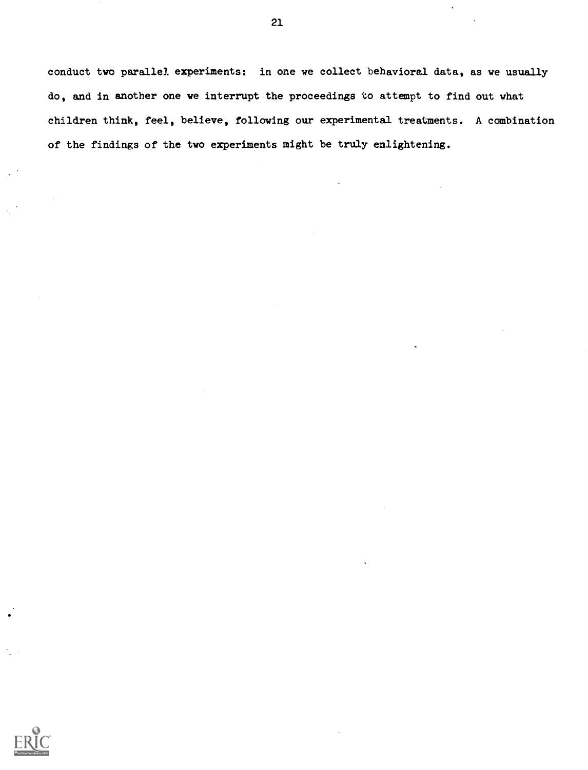conduct two parallel experiments: in one we collect behavioral data, as we usually do, and in another one we interrupt the proceedings to attempt to find out what children think, feel, believe, following our experimental treatments. A combination of the findings of the two experiments might be truly enlightening.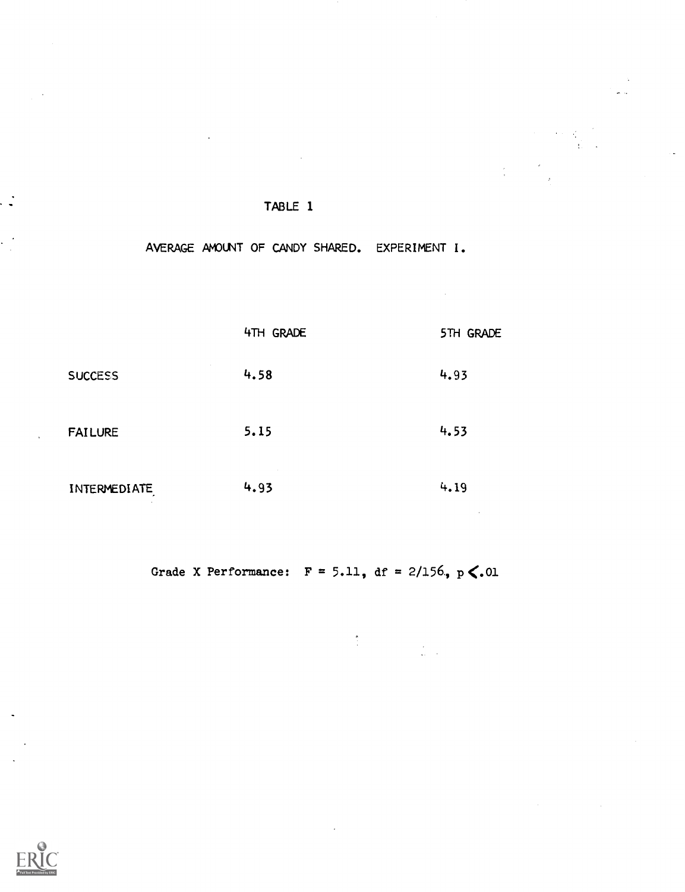TABLE 1

AVERAGE AMOUNT OF CANDY SHARED. EXPERIMENT I.

| | 4TH GRADE | 5TH GRADE |
|---|---|---|
| SUCCESS | 4.58 | 4.93 |
| FAILURE | 5.15 | 4.53 |
| INTERMEDIATE | 4.93 | 4.19 |

Grade X Performance: $F = 5.11$, $df = 2/156$, $p < .01$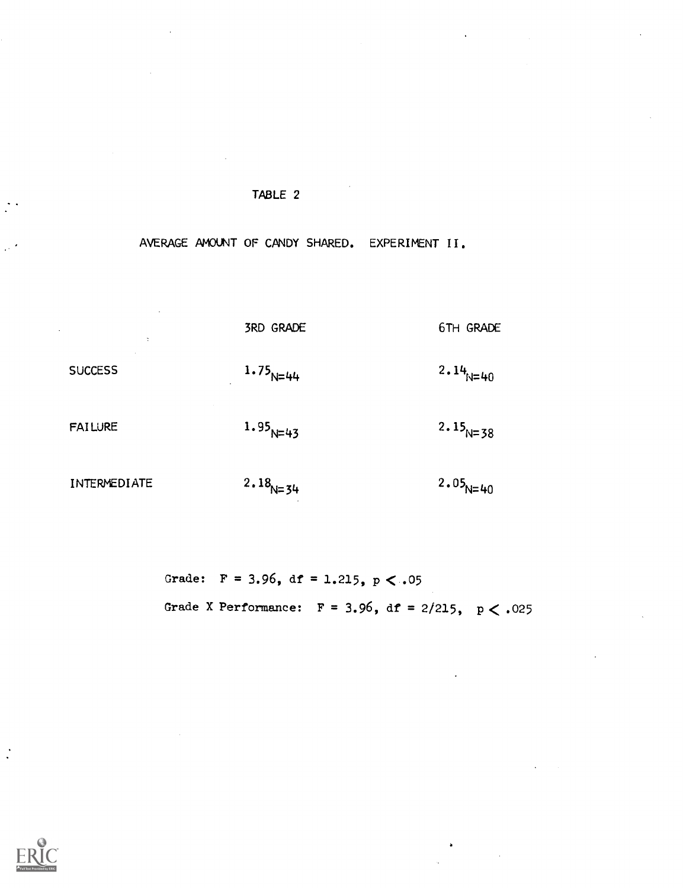TABLE 2

AVERAGE AMOUNT OF CANDY SHARED. EXPERIMENT II.

| | 3RD GRADE | 6TH GRADE |
|---|---|---|
| SUCCESS | $1.75_{N=44}$ | $2.14_{N=40}$ |
| FAILURE | $1.95_{N=43}$ | $2.15_{N=38}$ |
| INTERMEDIATE | $2.18_{N=34}$ | $2.05_{N=40}$ |

Grade: $F = 3.96$, $df = 1.215$, $p < .05$

Grade X Performance: $F = 3.96$, $df = 2/215$, $p < .025$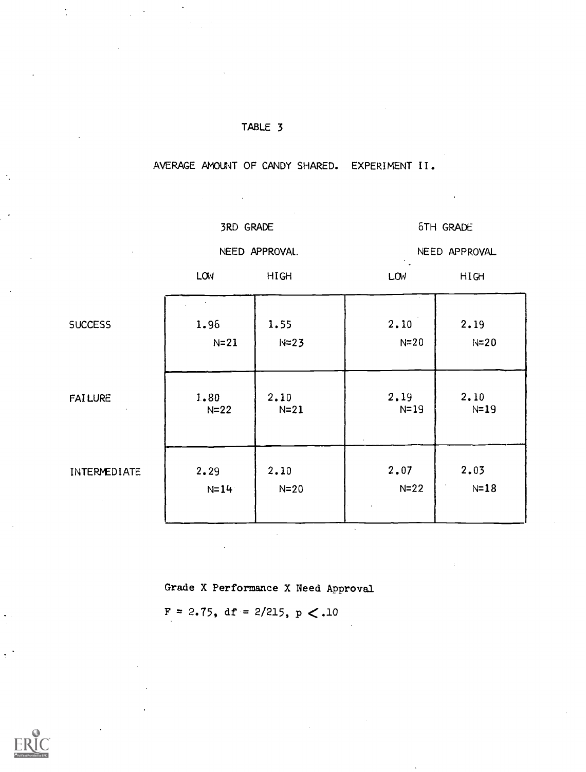# TABLE 3

AVERAGE AMOUNT OF CANDY SHARED. EXPERIMENT II.

| | 3RD GRADE | | 6TH GRADE | |
|---|---|---|---|---|
| | NEED APPROVAL | | NEED APPROVAL | |
| | LOW | HIGH | LOW | HIGH |
| SUCCESS | 1.96 N=21 | 1.55 N=23 | 2.10 N=20 | 2.19 N=20 |
| FAILURE | 1.80 N=22 | 2.10 N=21 | 2.19 N=19 | 2.10 N=19 |
| INTERMEDIATE | 2.29 N=14 | 2.10 N=20 | 2.07 N=22 | 2.03 N=18 |

Grade X Performance X Need Approval

$F = 2.75$, $df = 2/215$, $p < .10$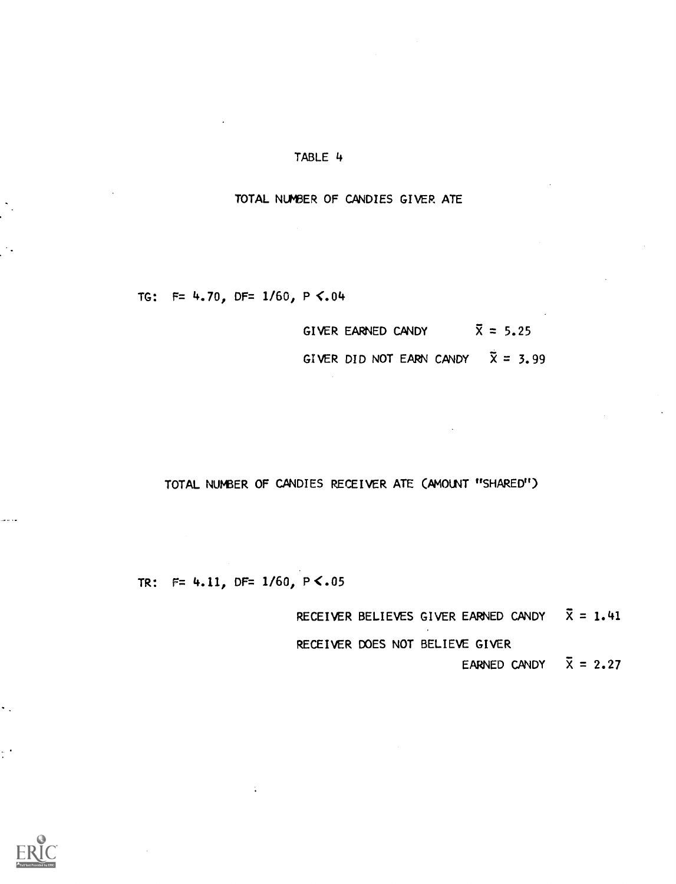# TABLE 4

## TOTAL NUMBER OF CANDIES GIVER ATE

TG: $F = 4.70$, $DF = 1/60$, $P < .04$

| | |
|---|---|
| GIVER EARNED CANDY | $\bar{X} = 5.25$ |
| GIVER DID NOT EARN CANDY | $\bar{X} = 3.99$ |

## TOTAL NUMBER OF CANDIES RECEIVER ATE (AMOUNT "SHARED")

TR: $F = 4.11$, $DF = 1/60$, $P < .05$

| | |
|---|---|
| RECEIVER BELIEVES GIVER EARNED CANDY | $\bar{X} = 1.41$ |
| RECEIVER DOES NOT BELIEVE GIVER EARNED CANDY | $\bar{X} = 2.27$ |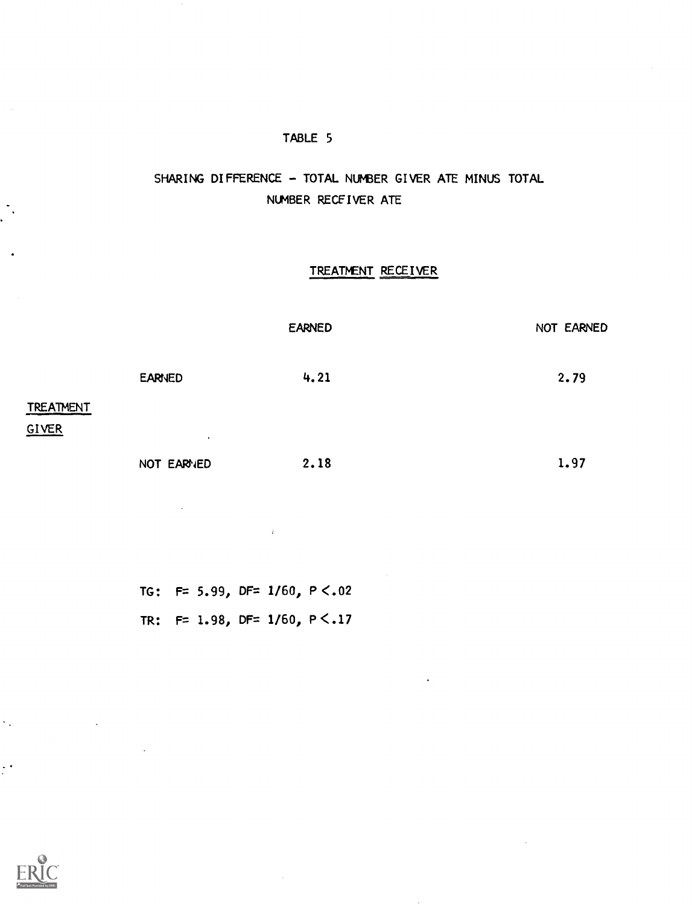TABLE 5

SHARING DIFFERENCE - TOTAL NUMBER GIVER ATE MINUS TOTAL NUMBER RECEIVER ATE

| | | TREATMENT RECEIVER | |
|---|---|---|---|
| | | EARNED | NOT EARNED |
| TREATMENT GIVER | EARNED | 4.21 | 2.79 |
| | NOT EARNED | 2.18 | 1.97 |

TG: $F = 5.99$, $DF = 1/60$, $P < .02$

TR: $F = 1.98$, $DF = 1/60$, $P < .17$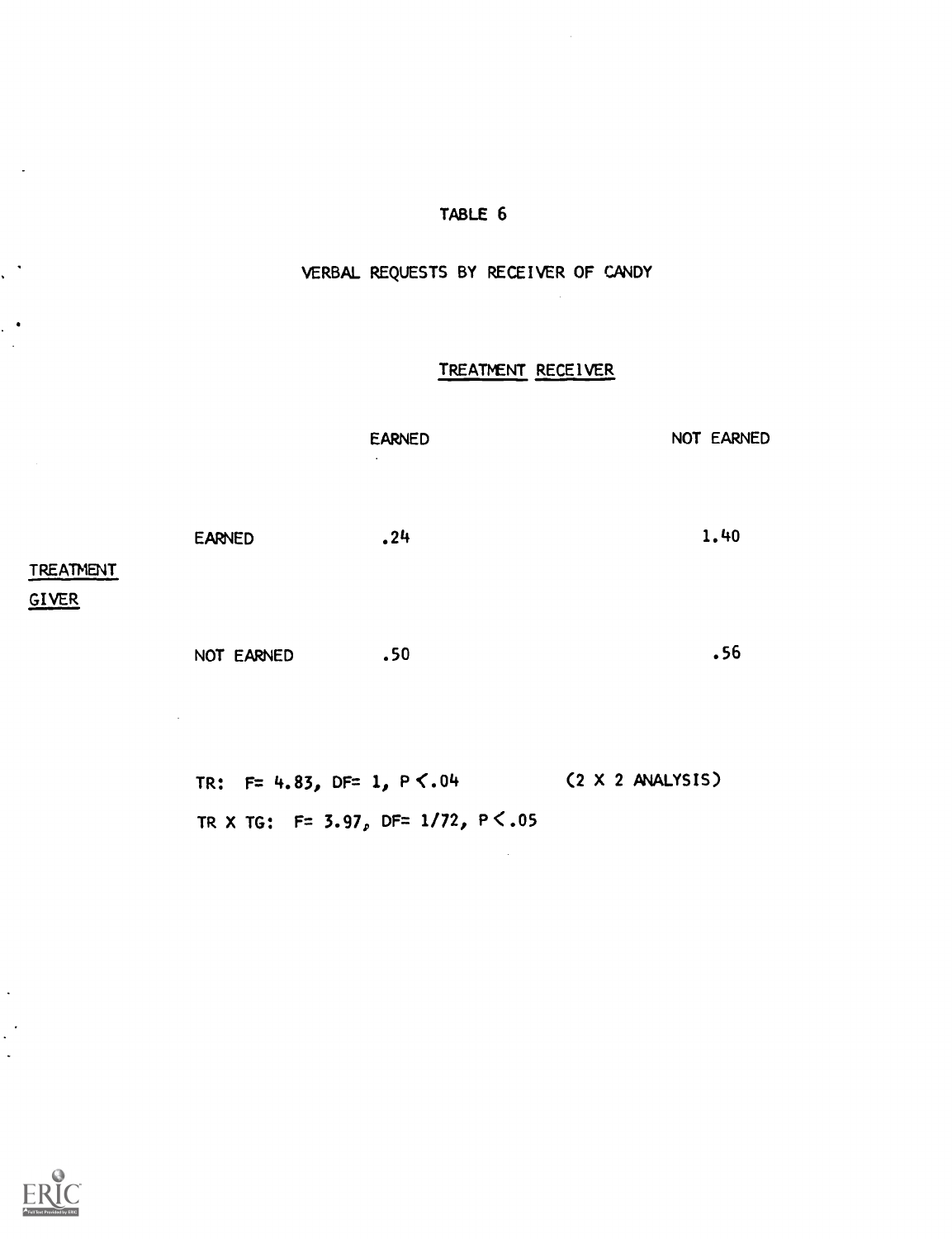# TABLE 6

## VERBAL REQUESTS BY RECEIVER OF CANDY

| | | TREATMENT RECEIVER | |
|---|---|---|---|
| | | EARNED | NOT EARNED |
| TREATMENT GIVER | EARNED | .24 | 1.40 |
| | NOT EARNED | .50 | .56 |

TR: $F = 4.83$, $DF = 1$, $P < .04$ (2 X 2 ANALYSIS)

TR X TG: $F = 3.97$, $DF = 1/72$, $P < .05$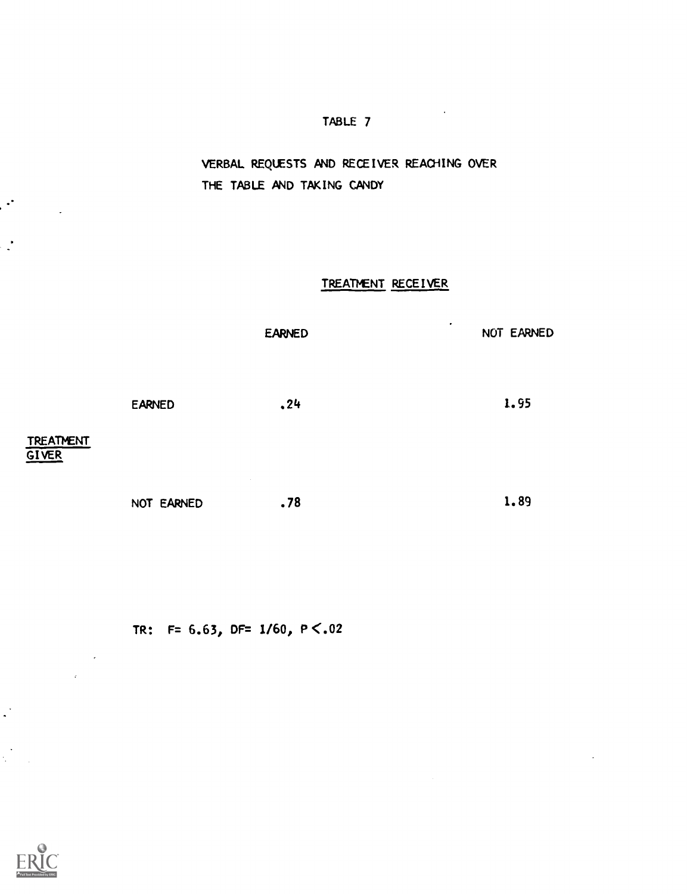TABLE 7

VERBAL REQUESTS AND RECEIVER REACHING OVER THE TABLE AND TAKING CANDY

| | | TREATMENT RECEIVER | |
|---|---|---|---|
| | | EARNED | NOT EARNED |
| TREATMENT GIVER | EARNED | .24 | 1.95 |
| | NOT EARNED | .78 | 1.89 |

TR: $F = 6.63$, $DF = 1/60$, $P < .02$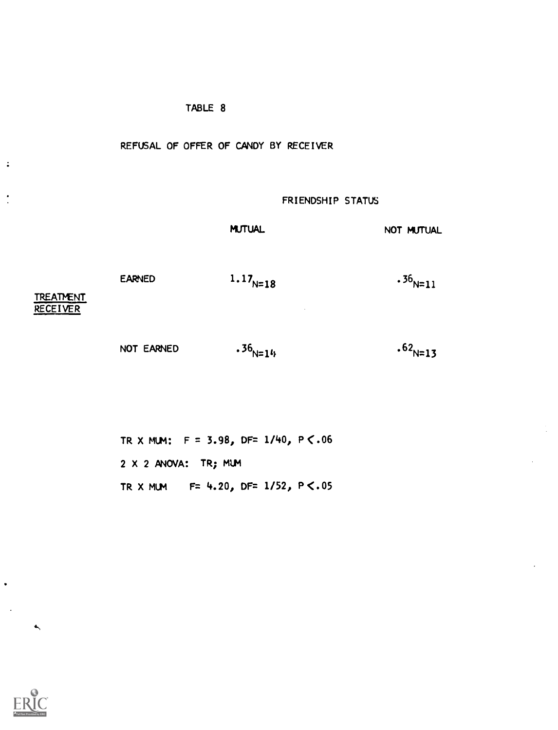TABLE 8

REFUSAL OF OFFER OF CANDY BY RECEIVER

| | | FRIENDSHIP STATUS | |
|---|---|---|---|
| | | MUTUAL | NOT MUTUAL |
| TREATMENT RECEIVER | EARNED | $1.17_{N=18}$ | $.36_{N=11}$ |
| | NOT EARNED | $.36_{N=14}$ | $.62_{N=13}$ |

TR X MUM: $F = 3.98$, $DF= 1/40$, $P < .06$

2 X 2 ANOVA: TR; MUM

TR X MUM $F= 4.20$, $DF= 1/52$, $P < .05$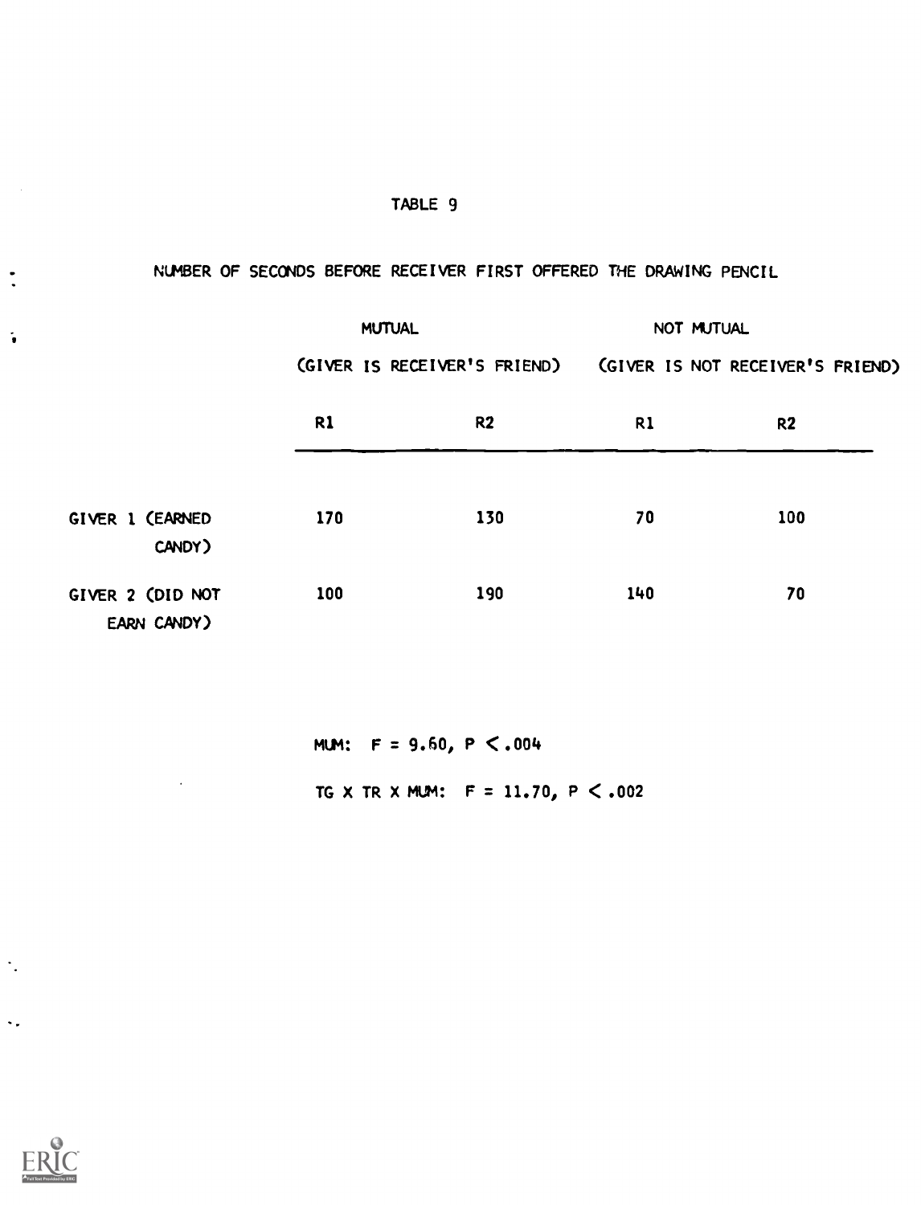TABLE 9

NUMBER OF SECONDS BEFORE RECEIVER FIRST OFFERED THE DRAWING PENCIL

| | MUTUAL (GIVER IS RECEIVER'S FRIEND) | | NOT MUTUAL (GIVER IS NOT RECEIVER'S FRIEND) | |
|---|---|---|---|---|
| | R1 | R2 | R1 | R2 |
| GIVER 1 (EARNED CANDY) | 170 | 130 | 70 | 100 |
| GIVER 2 (DID NOT EARN CANDY) | 100 | 190 | 140 | 70 |

MUM: $F = 9.60$, $P < .004$

TG X TR X MUM: $F = 11.70$, $P < .002$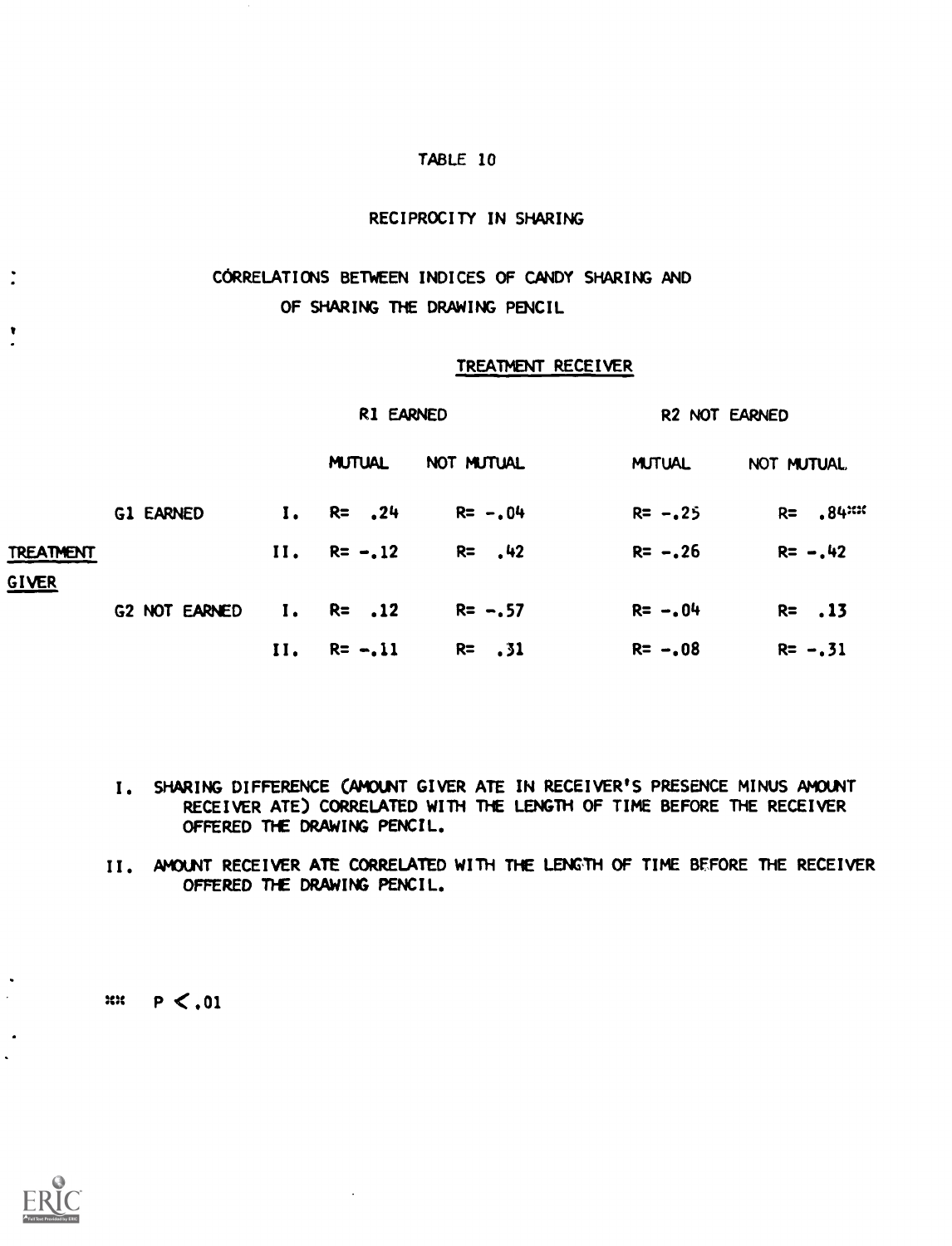TABLE 10

RECIPROCITY IN SHARING

CORRELATIONS BETWEEN INDICES OF CANDY SHARING AND OF SHARING THE DRAWING PENCIL

| | | | TREATMENT RECEIVER | | | |
|---|---|---|---|---|---|---|
| | | | R1 EARNED | | R2 NOT EARNED | |
| | | | MUTUAL | NOT MUTUAL | MUTUAL | NOT MUTUAL |
| TREATMENT GIVER | G1 EARNED | I. | R= .24 | R= -.04 | R= -.25 | R= .84** |
| | | II. | R= -.12 | R= .42 | R= -.26 | R= -.42 |
| | G2 NOT EARNED | I. | R= .12 | R= -.57 | R= -.04 | R= .13 |
| | | II. | R= -.11 | R= .31 | R= -.08 | R= -.31 |

I. SHARING DIFFERENCE (AMOUNT GIVER ATE IN RECEIVER'S PRESENCE MINUS AMOUNT RECEIVER ATE) CORRELATED WITH THE LENGTH OF TIME BEFORE THE RECEIVER OFFERED THE DRAWING PENCIL.

II. AMOUNT RECEIVER ATE CORRELATED WITH THE LENGTH OF TIME BEFORE THE RECEIVER OFFERED THE DRAWING PENCIL.

** $P < .01$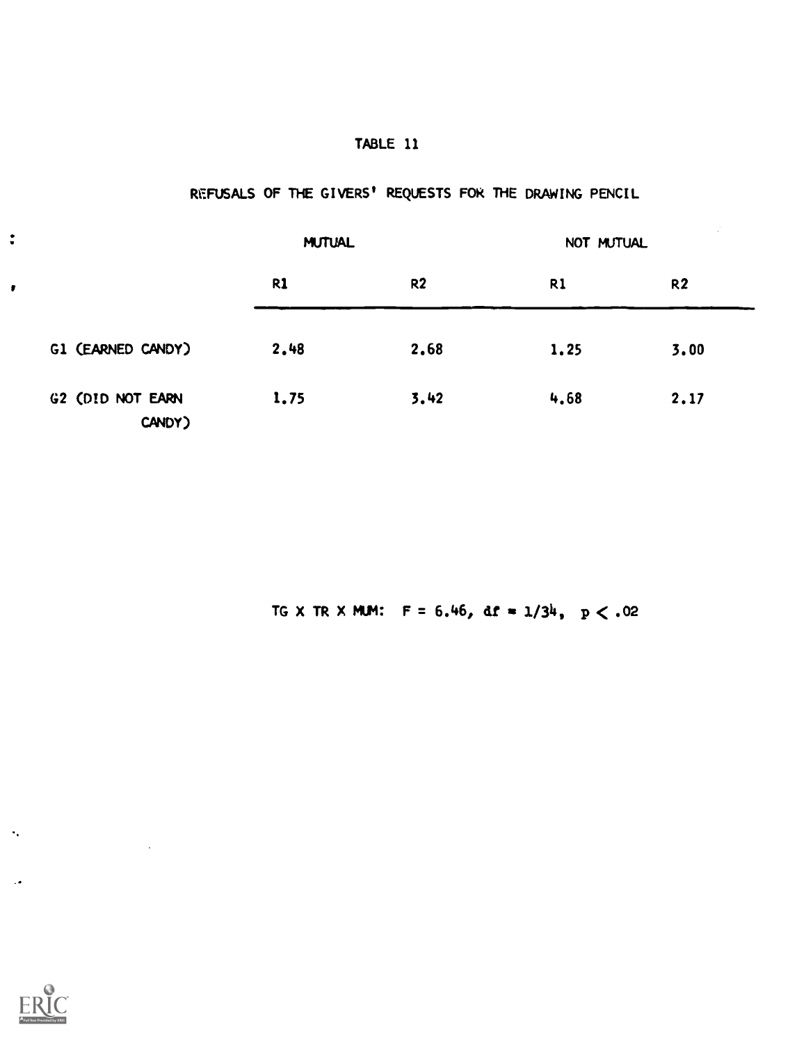# TABLE 11

## REFUSALS OF THE GIVERS' REQUESTS FOR THE DRAWING PENCIL

| | MUTUAL | | NOT MUTUAL | |
|---|---|---|---|---|
| | R1 | R2 | R1 | R2 |
| G1 (EARNED CANDY) | 2.48 | 2.68 | 1.25 | 3.00 |
| G2 (DID NOT EARN CANDY) | 1.75 | 3.42 | 4.68 | 2.17 |

TG X TR X MUM: $F = 6.46$, $df = 1/34$, $p < .02$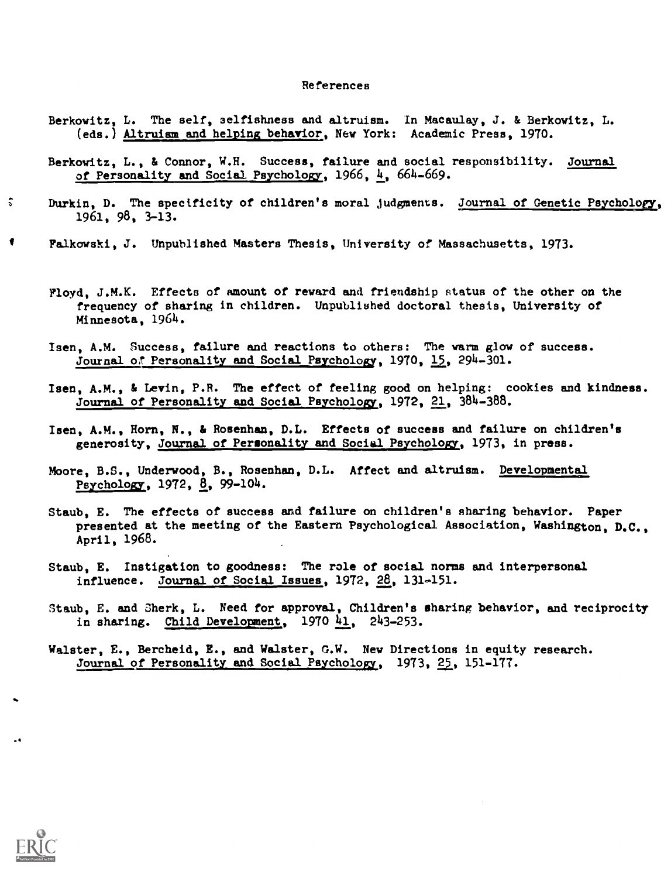# References

Berkowitz, L. The self, selfishness and altruism. In Macaulay, J. & Berkowitz, L. (eds.) Altruism and helping behavior, New York: Academic Press, 1970.

Berkowitz, L., & Connor, W.H. Success, failure and social responsibility. Journal of Personality and Social Psychology, 1966, 4, 664-669.

Durkin, D. The specificity of children's moral judgments. Journal of Genetic Psychology, 1961, 98, 3-13.

Falkowski, J. Unpublished Masters Thesis, University of Massachusetts, 1973.

Floyd, J.M.K. Effects of amount of reward and friendship status of the other on the frequency of sharing in children. Unpublished doctoral thesis, University of Minnesota, 1964.

Isen, A.M. Success, failure and reactions to others: The warm glow of success. Journal of Personality and Social Psychology, 1970, 15, 294-301.

Isen, A.M., & Levin, P.R. The effect of feeling good on helping: cookies and kindness. Journal of Personality and Social Psychology, 1972, 21, 384-388.

Isen, A.M., Horn, N., & Rosenhan, D.L. Effects of success and failure on children's generosity, Journal of Personality and Social Psychology, 1973, in press.

Moore, B.S., Underwood, B., Rosenhan, D.L. Affect and altruism. Developmental Psychology, 1972, 8, 99-104.

Staub, E. The effects of success and failure on children's sharing behavior. Paper presented at the meeting of the Eastern Psychological Association, Washington, D.C., April, 1968.

Staub, E. Instigation to goodness: The role of social norms and interpersonal influence. Journal of Social Issues, 1972, 28, 131-151.

Staub, E. and Sherk, L. Need for approval, Children's sharing behavior, and reciprocity in sharing. Child Development, 1970 41, 243-253.

Walster, E., Bercheid, E., and Walster, G.W. New Directions in equity research. Journal of Personality and Social Psychology, 1973, 25, 151-177.